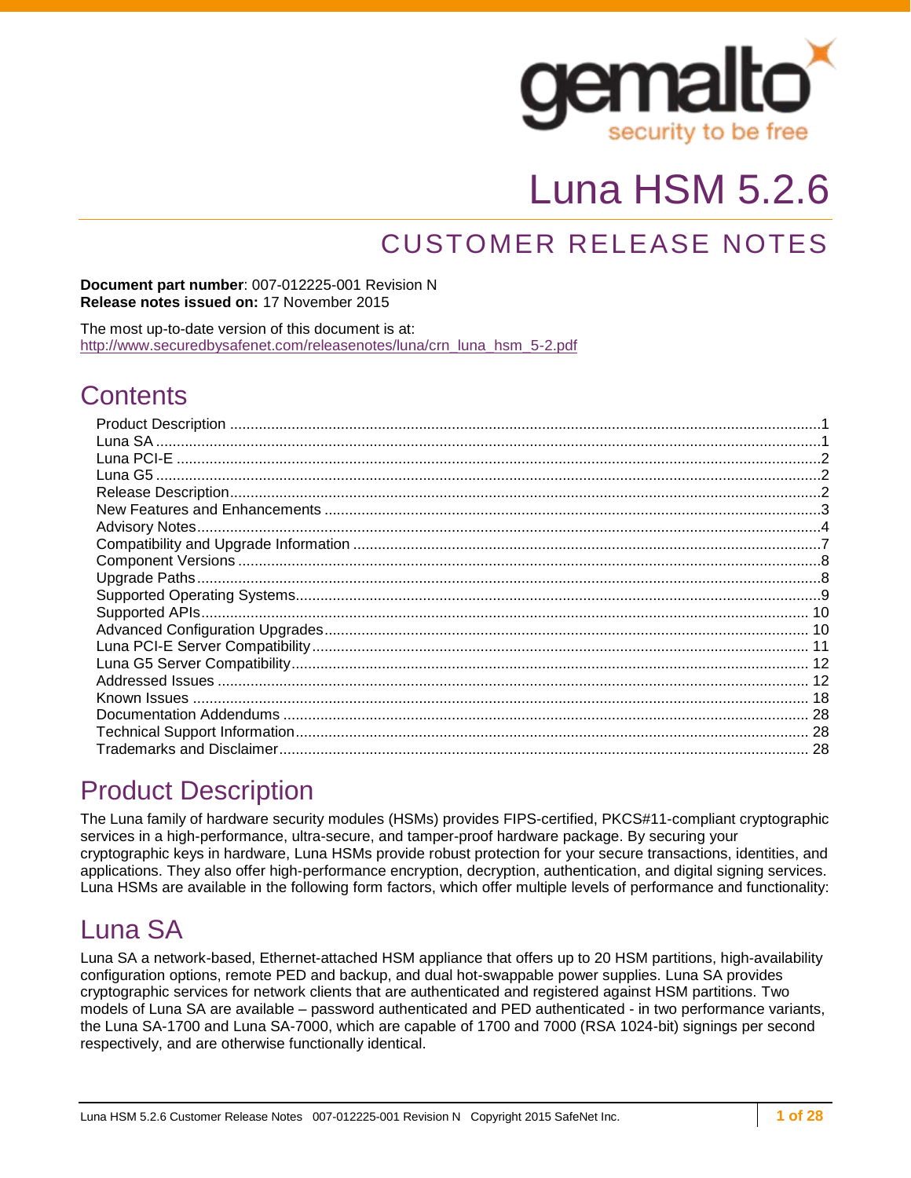# Luna HSM 5.2.6

## CUSTOMER RELEASE NOTES

**Document part number**: 007-012225-001 Revision N
**Release notes issued on:** 17 November 2015

The most up-to-date version of this document is at:
http://www.securedbysafenet.com/releasenotes/luna/crn_luna_hsm_5-2.pdf

## Contents

Product Description ....................................................................................................................1
Luna SA .......................................................................................................................................1
Luna PCI-E ..................................................................................................................................2
Luna G5 .......................................................................................................................................2
Release Description.....................................................................................................................2
New Features and Enhancements ..............................................................................................3
Advisory Notes.............................................................................................................................4
Compatibility and Upgrade Information .......................................................................................7
Component Versions ...................................................................................................................8
Upgrade Paths..............................................................................................................................8
Supported Operating Systems.....................................................................................................9
Supported APIs..........................................................................................................................10
Advanced Configuration Upgrades............................................................................................10
Luna PCI-E Server Compatibility...............................................................................................11
Luna G5 Server Compatibility....................................................................................................12
Addressed Issues ......................................................................................................................12
Known Issues .............................................................................................................................18
Documentation Addendums .......................................................................................................28
Technical Support Information...................................................................................................28
Trademarks and Disclaimer.......................................................................................................28

## Product Description

The Luna family of hardware security modules (HSMs) provides FIPS-certified, PKCS#11-compliant cryptographic services in a high-performance, ultra-secure, and tamper-proof hardware package. By securing your cryptographic keys in hardware, Luna HSMs provide robust protection for your secure transactions, identities, and applications. They also offer high-performance encryption, decryption, authentication, and digital signing services. Luna HSMs are available in the following form factors, which offer multiple levels of performance and functionality:

## Luna SA

Luna SA a network-based, Ethernet-attached HSM appliance that offers up to 20 HSM partitions, high-availability configuration options, remote PED and backup, and dual hot-swappable power supplies. Luna SA provides cryptographic services for network clients that are authenticated and registered against HSM partitions. Two models of Luna SA are available – password authenticated and PED authenticated - in two performance variants, the Luna SA-1700 and Luna SA-7000, which are capable of 1700 and 7000 (RSA 1024-bit) signings per second respectively, and are otherwise functionally identical.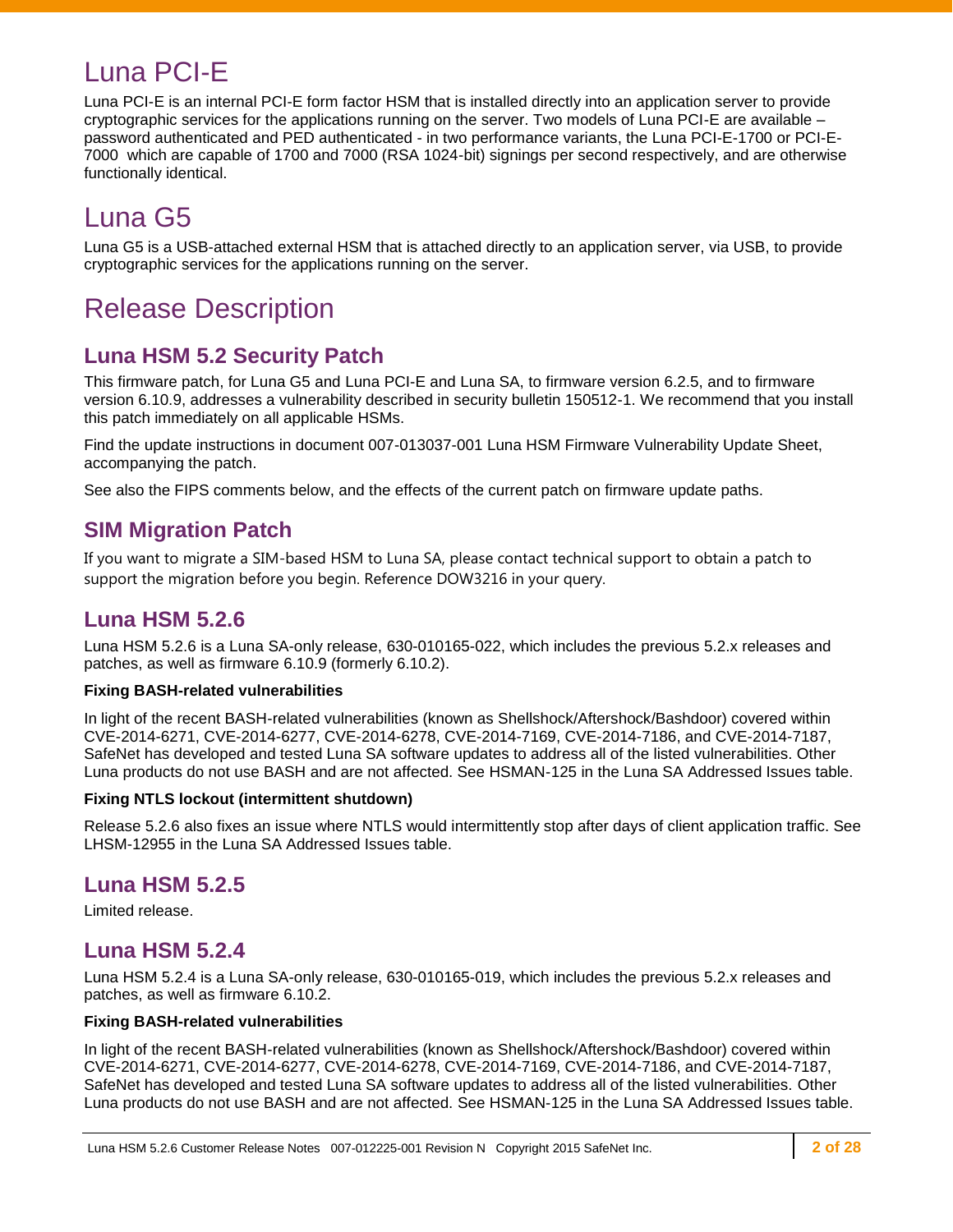# Luna PCI-E

Luna PCI-E is an internal PCI-E form factor HSM that is installed directly into an application server to provide cryptographic services for the applications running on the server. Two models of Luna PCI-E are available – password authenticated and PED authenticated - in two performance variants, the Luna PCI-E-1700 or PCI-E-7000 which are capable of 1700 and 7000 (RSA 1024-bit) signings per second respectively, and are otherwise functionally identical.

# Luna G5

Luna G5 is a USB-attached external HSM that is attached directly to an application server, via USB, to provide cryptographic services for the applications running on the server.

# Release Description

## Luna HSM 5.2 Security Patch

This firmware patch, for Luna G5 and Luna PCI-E and Luna SA, to firmware version 6.2.5, and to firmware version 6.10.9, addresses a vulnerability described in security bulletin 150512-1. We recommend that you install this patch immediately on all applicable HSMs.

Find the update instructions in document 007-013037-001 Luna HSM Firmware Vulnerability Update Sheet, accompanying the patch.

See also the FIPS comments below, and the effects of the current patch on firmware update paths.

## SIM Migration Patch

If you want to migrate a SIM-based HSM to Luna SA, please contact technical support to obtain a patch to support the migration before you begin. Reference DOW3216 in your query.

## Luna HSM 5.2.6

Luna HSM 5.2.6 is a Luna SA-only release, 630-010165-022, which includes the previous 5.2.x releases and patches, as well as firmware 6.10.9 (formerly 6.10.2).

**Fixing BASH-related vulnerabilities**

In light of the recent BASH-related vulnerabilities (known as Shellshock/Aftershock/Bashdoor) covered within CVE-2014-6271, CVE-2014-6277, CVE-2014-6278, CVE-2014-7169, CVE-2014-7186, and CVE-2014-7187, SafeNet has developed and tested Luna SA software updates to address all of the listed vulnerabilities. Other Luna products do not use BASH and are not affected. See HSMAN-125 in the Luna SA Addressed Issues table.

**Fixing NTLS lockout (intermittent shutdown)**

Release 5.2.6 also fixes an issue where NTLS would intermittently stop after days of client application traffic. See LHSM-12955 in the Luna SA Addressed Issues table.

## Luna HSM 5.2.5

Limited release.

## Luna HSM 5.2.4

Luna HSM 5.2.4 is a Luna SA-only release, 630-010165-019, which includes the previous 5.2.x releases and patches, as well as firmware 6.10.2.

**Fixing BASH-related vulnerabilities**

In light of the recent BASH-related vulnerabilities (known as Shellshock/Aftershock/Bashdoor) covered within CVE-2014-6271, CVE-2014-6277, CVE-2014-6278, CVE-2014-7169, CVE-2014-7186, and CVE-2014-7187, SafeNet has developed and tested Luna SA software updates to address all of the listed vulnerabilities. Other Luna products do not use BASH and are not affected. See HSMAN-125 in the Luna SA Addressed Issues table.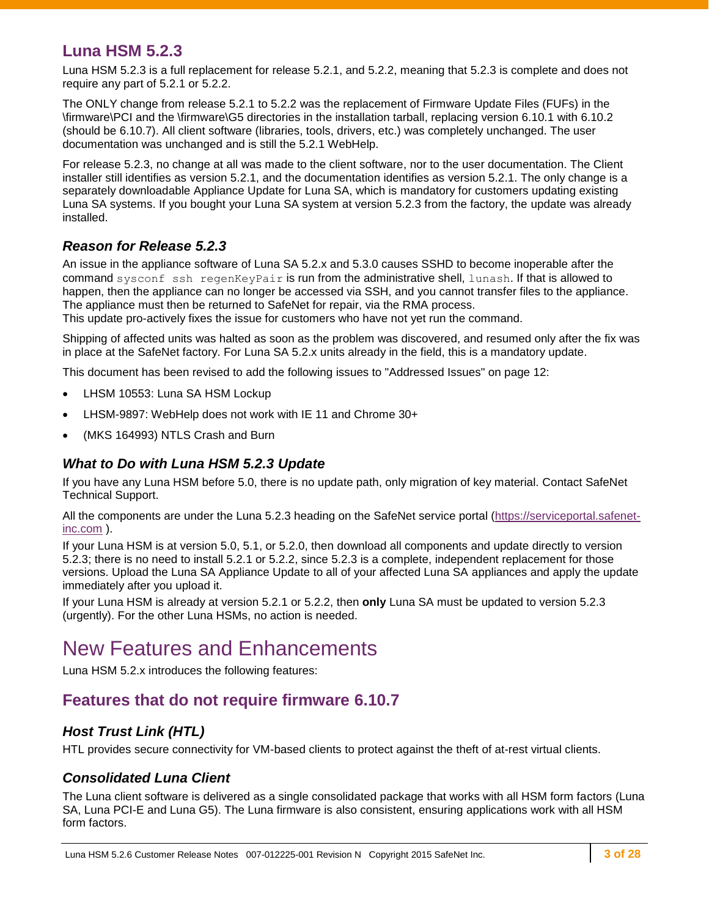## Luna HSM 5.2.3

Luna HSM 5.2.3 is a full replacement for release 5.2.1, and 5.2.2, meaning that 5.2.3 is complete and does not require any part of 5.2.1 or 5.2.2.

The ONLY change from release 5.2.1 to 5.2.2 was the replacement of Firmware Update Files (FUFs) in the \firmware\PCI and the \firmware\G5 directories in the installation tarball, replacing version 6.10.1 with 6.10.2 (should be 6.10.7). All client software (libraries, tools, drivers, etc.) was completely unchanged. The user documentation was unchanged and is still the 5.2.1 WebHelp.

For release 5.2.3, no change at all was made to the client software, nor to the user documentation. The Client installer still identifies as version 5.2.1, and the documentation identifies as version 5.2.1. The only change is a separately downloadable Appliance Update for Luna SA, which is mandatory for customers updating existing Luna SA systems. If you bought your Luna SA system at version 5.2.3 from the factory, the update was already installed.

### *Reason for Release 5.2.3*

An issue in the appliance software of Luna SA 5.2.x and 5.3.0 causes SSHD to become inoperable after the command `sysconf ssh regenKeyPair` is run from the administrative shell, `lunash`. If that is allowed to happen, then the appliance can no longer be accessed via SSH, and you cannot transfer files to the appliance. The appliance must then be returned to SafeNet for repair, via the RMA process.
This update pro-actively fixes the issue for customers who have not yet run the command.

Shipping of affected units was halted as soon as the problem was discovered, and resumed only after the fix was in place at the SafeNet factory. For Luna SA 5.2.x units already in the field, this is a mandatory update.

This document has been revised to add the following issues to "Addressed Issues" on page 12:

- LHSM 10553: Luna SA HSM Lockup
- LHSM-9897: WebHelp does not work with IE 11 and Chrome 30+
- (MKS 164993) NTLS Crash and Burn

### *What to Do with Luna HSM 5.2.3 Update*

If you have any Luna HSM before 5.0, there is no update path, only migration of key material. Contact SafeNet Technical Support.

All the components are under the Luna 5.2.3 heading on the SafeNet service portal (https://serviceportal.safenet-inc.com ).

If your Luna HSM is at version 5.0, 5.1, or 5.2.0, then download all components and update directly to version 5.2.3; there is no need to install 5.2.1 or 5.2.2, since 5.2.3 is a complete, independent replacement for those versions. Upload the Luna SA Appliance Update to all of your affected Luna SA appliances and apply the update immediately after you upload it.

If your Luna HSM is already at version 5.2.1 or 5.2.2, then **only** Luna SA must be updated to version 5.2.3 (urgently). For the other Luna HSMs, no action is needed.

# New Features and Enhancements

Luna HSM 5.2.x introduces the following features:

## Features that do not require firmware 6.10.7

### *Host Trust Link (HTL)*

HTL provides secure connectivity for VM-based clients to protect against the theft of at-rest virtual clients.

### *Consolidated Luna Client*

The Luna client software is delivered as a single consolidated package that works with all HSM form factors (Luna SA, Luna PCI-E and Luna G5). The Luna firmware is also consistent, ensuring applications work with all HSM form factors.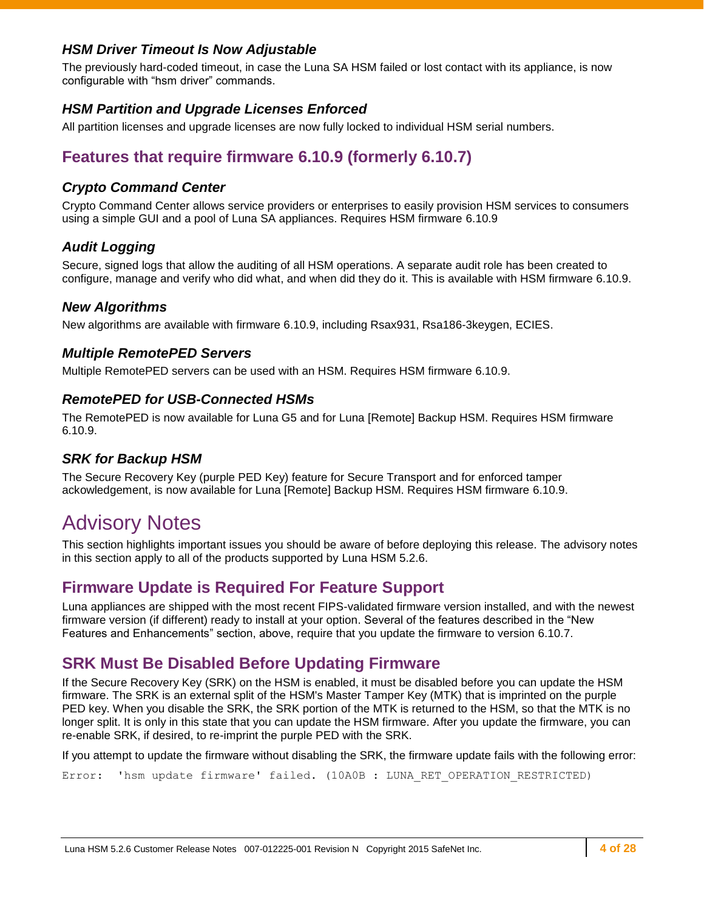### HSM Driver Timeout Is Now Adjustable

The previously hard-coded timeout, in case the Luna SA HSM failed or lost contact with its appliance, is now configurable with “hsm driver” commands.

### HSM Partition and Upgrade Licenses Enforced

All partition licenses and upgrade licenses are now fully locked to individual HSM serial numbers.

## Features that require firmware 6.10.9 (formerly 6.10.7)

### Crypto Command Center

Crypto Command Center allows service providers or enterprises to easily provision HSM services to consumers using a simple GUI and a pool of Luna SA appliances. Requires HSM firmware 6.10.9

### Audit Logging

Secure, signed logs that allow the auditing of all HSM operations. A separate audit role has been created to configure, manage and verify who did what, and when did they do it. This is available with HSM firmware 6.10.9.

### New Algorithms

New algorithms are available with firmware 6.10.9, including Rsax931, Rsa186-3keygen, ECIES.

### Multiple RemotePED Servers

Multiple RemotePED servers can be used with an HSM. Requires HSM firmware 6.10.9.

### RemotePED for USB-Connected HSMs

The RemotePED is now available for Luna G5 and for Luna [Remote] Backup HSM. Requires HSM firmware 6.10.9.

### SRK for Backup HSM

The Secure Recovery Key (purple PED Key) feature for Secure Transport and for enforced tamper ackowledgement, is now available for Luna [Remote] Backup HSM. Requires HSM firmware 6.10.9.

# Advisory Notes

This section highlights important issues you should be aware of before deploying this release. The advisory notes in this section apply to all of the products supported by Luna HSM 5.2.6.

## Firmware Update is Required For Feature Support

Luna appliances are shipped with the most recent FIPS-validated firmware version installed, and with the newest firmware version (if different) ready to install at your option. Several of the features described in the “New Features and Enhancements” section, above, require that you update the firmware to version 6.10.7.

## SRK Must Be Disabled Before Updating Firmware

If the Secure Recovery Key (SRK) on the HSM is enabled, it must be disabled before you can update the HSM firmware. The SRK is an external split of the HSM's Master Tamper Key (MTK) that is imprinted on the purple PED key. When you disable the SRK, the SRK portion of the MTK is returned to the HSM, so that the MTK is no longer split. It is only in this state that you can update the HSM firmware. After you update the firmware, you can re-enable SRK, if desired, to re-imprint the purple PED with the SRK.

If you attempt to update the firmware without disabling the SRK, the firmware update fails with the following error:

```
Error:  'hsm update firmware' failed. (10A0B : LUNA_RET_OPERATION_RESTRICTED)
```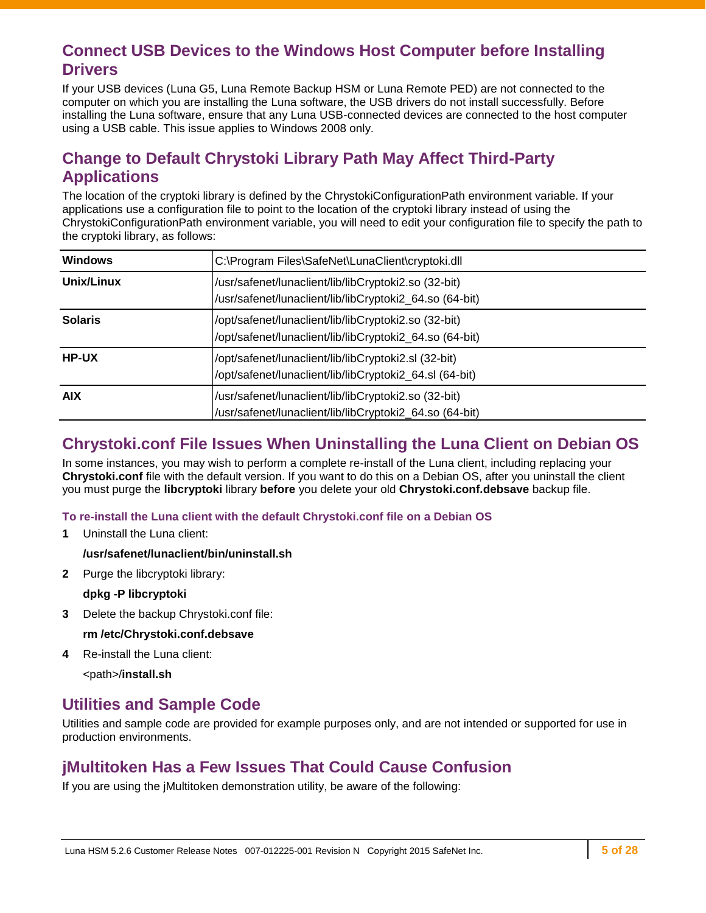## Connect USB Devices to the Windows Host Computer before Installing Drivers

If your USB devices (Luna G5, Luna Remote Backup HSM or Luna Remote PED) are not connected to the computer on which you are installing the Luna software, the USB drivers do not install successfully. Before installing the Luna software, ensure that any Luna USB-connected devices are connected to the host computer using a USB cable. This issue applies to Windows 2008 only.

## Change to Default Chrystoki Library Path May Affect Third-Party Applications

The location of the cryptoki library is defined by the ChrystokiConfigurationPath environment variable. If your applications use a configuration file to point to the location of the cryptoki library instead of using the ChrystokiConfigurationPath environment variable, you will need to edit your configuration file to specify the path to the cryptoki library, as follows:

| | |
|---|---|
| **Windows** | C:\Program Files\SafeNet\LunaClient\cryptoki.dll |
| **Unix/Linux** | /usr/safenet/lunaclient/lib/libCryptoki2.so (32-bit)<br>/usr/safenet/lunaclient/lib/libCryptoki2_64.so (64-bit) |
| **Solaris** | /opt/safenet/lunaclient/lib/libCryptoki2.so (32-bit)<br>/opt/safenet/lunaclient/lib/libCryptoki2_64.so (64-bit) |
| **HP-UX** | /opt/safenet/lunaclient/lib/libCryptoki2.sl (32-bit)<br>/opt/safenet/lunaclient/lib/libCryptoki2_64.sl (64-bit) |
| **AIX** | /usr/safenet/lunaclient/lib/libCryptoki2.so (32-bit)<br>/usr/safenet/lunaclient/lib/libCryptoki2_64.so (64-bit) |

## Chrystoki.conf File Issues When Uninstalling the Luna Client on Debian OS

In some instances, you may wish to perform a complete re-install of the Luna client, including replacing your **Chrystoki.conf** file with the default version. If you want to do this on a Debian OS, after you uninstall the client you must purge the **libcryptoki** library **before** you delete your old **Chrystoki.conf.debsave** backup file.

#### To re-install the Luna client with the default Chrystoki.conf file on a Debian OS

1. Uninstall the Luna client:

   **/usr/safenet/lunaclient/bin/uninstall.sh**

2. Purge the libcryptoki library:

   **dpkg -P libcryptoki**

3. Delete the backup Chrystoki.conf file:

   **rm /etc/Chrystoki.conf.debsave**

4. Re-install the Luna client:

   <path>/**install.sh**

## Utilities and Sample Code

Utilities and sample code are provided for example purposes only, and are not intended or supported for use in production environments.

## jMultitoken Has a Few Issues That Could Cause Confusion

If you are using the jMultitoken demonstration utility, be aware of the following: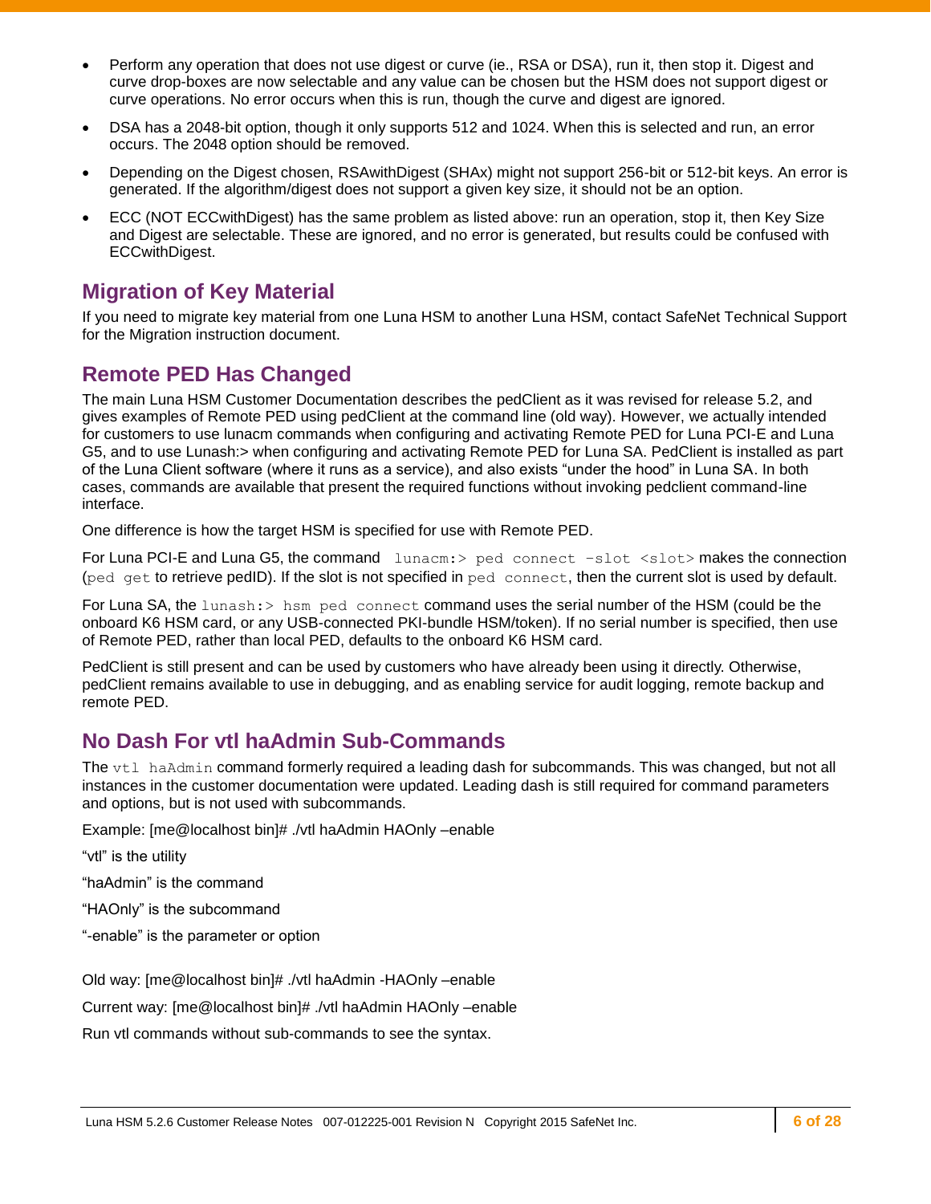- Perform any operation that does not use digest or curve (ie., RSA or DSA), run it, then stop it. Digest and curve drop-boxes are now selectable and any value can be chosen but the HSM does not support digest or curve operations. No error occurs when this is run, though the curve and digest are ignored.
- DSA has a 2048-bit option, though it only supports 512 and 1024. When this is selected and run, an error occurs. The 2048 option should be removed.
- Depending on the Digest chosen, RSAwithDigest (SHAx) might not support 256-bit or 512-bit keys. An error is generated. If the algorithm/digest does not support a given key size, it should not be an option.
- ECC (NOT ECCwithDigest) has the same problem as listed above: run an operation, stop it, then Key Size and Digest are selectable. These are ignored, and no error is generated, but results could be confused with ECCwithDigest.

## Migration of Key Material

If you need to migrate key material from one Luna HSM to another Luna HSM, contact SafeNet Technical Support for the Migration instruction document.

## Remote PED Has Changed

The main Luna HSM Customer Documentation describes the pedClient as it was revised for release 5.2, and gives examples of Remote PED using pedClient at the command line (old way). However, we actually intended for customers to use lunacm commands when configuring and activating Remote PED for Luna PCI-E and Luna G5, and to use Lunash:> when configuring and activating Remote PED for Luna SA. PedClient is installed as part of the Luna Client software (where it runs as a service), and also exists “under the hood” in Luna SA. In both cases, commands are available that present the required functions without invoking pedclient command-line interface.

One difference is how the target HSM is specified for use with Remote PED.

For Luna PCI-E and Luna G5, the command `lunacm:> ped connect –slot <slot>` makes the connection (`ped get` to retrieve pedID). If the slot is not specified in `ped connect`, then the current slot is used by default.

For Luna SA, the `lunash:> hsm ped connect` command uses the serial number of the HSM (could be the onboard K6 HSM card, or any USB-connected PKI-bundle HSM/token). If no serial number is specified, then use of Remote PED, rather than local PED, defaults to the onboard K6 HSM card.

PedClient is still present and can be used by customers who have already been using it directly. Otherwise, pedClient remains available to use in debugging, and as enabling service for audit logging, remote backup and remote PED.

## No Dash For vtl haAdmin Sub-Commands

The `vtl haAdmin` command formerly required a leading dash for subcommands. This was changed, but not all instances in the customer documentation were updated. Leading dash is still required for command parameters and options, but is not used with subcommands.

Example: [me@localhost bin]# ./vtl haAdmin HAOnly –enable

“vtl” is the utility

“haAdmin” is the command

“HAOnly” is the subcommand

“-enable” is the parameter or option

Old way: [me@localhost bin]# ./vtl haAdmin -HAOnly –enable

Current way: [me@localhost bin]# ./vtl haAdmin HAOnly –enable

Run vtl commands without sub-commands to see the syntax.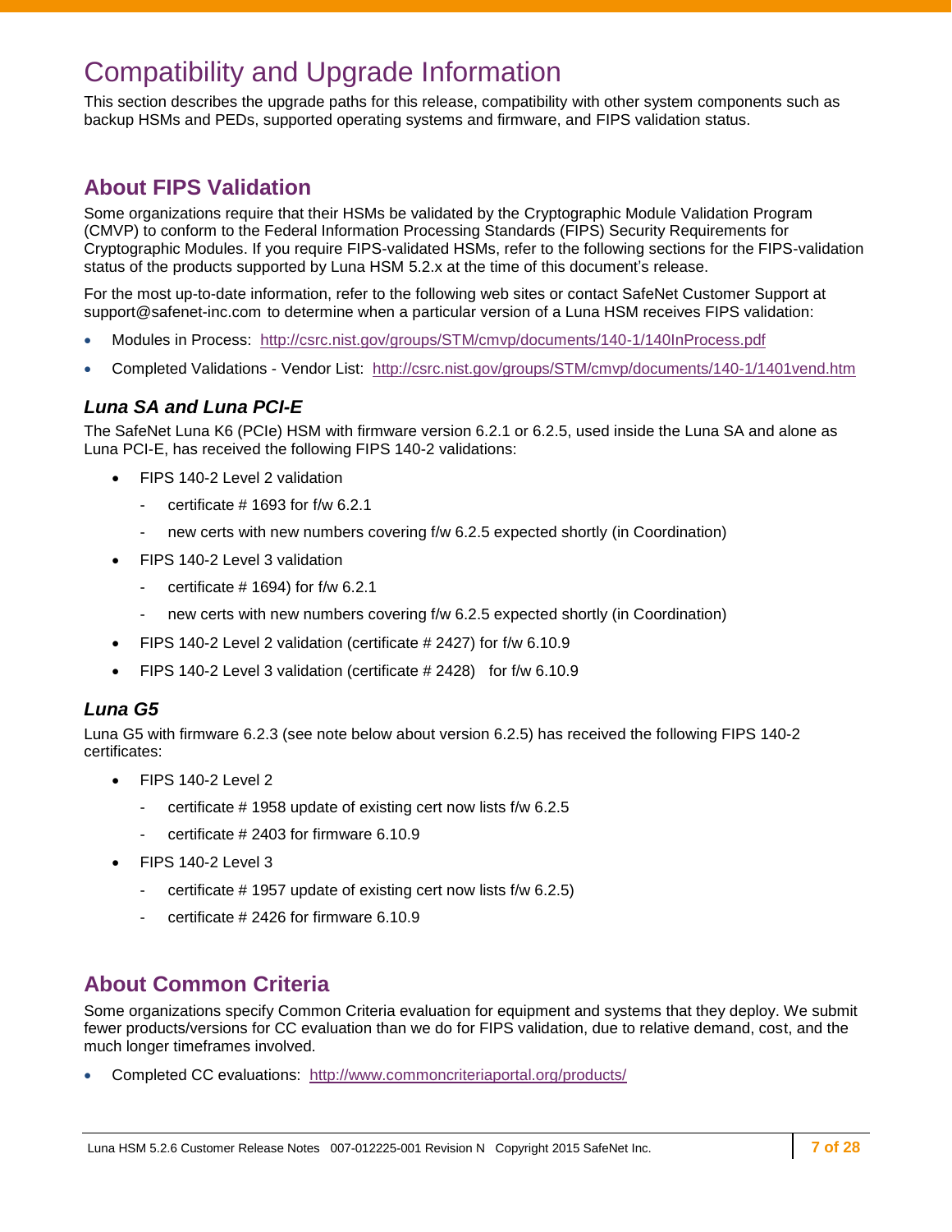# Compatibility and Upgrade Information

This section describes the upgrade paths for this release, compatibility with other system components such as backup HSMs and PEDs, supported operating systems and firmware, and FIPS validation status.

## About FIPS Validation

Some organizations require that their HSMs be validated by the Cryptographic Module Validation Program (CMVP) to conform to the Federal Information Processing Standards (FIPS) Security Requirements for Cryptographic Modules. If you require FIPS-validated HSMs, refer to the following sections for the FIPS-validation status of the products supported by Luna HSM 5.2.x at the time of this document's release.

For the most up-to-date information, refer to the following web sites or contact SafeNet Customer Support at support@safenet-inc.com to determine when a particular version of a Luna HSM receives FIPS validation:

- Modules in Process: http://csrc.nist.gov/groups/STM/cmvp/documents/140-1/140InProcess.pdf
- Completed Validations - Vendor List: http://csrc.nist.gov/groups/STM/cmvp/documents/140-1/1401vend.htm

### *Luna SA and Luna PCI-E*

The SafeNet Luna K6 (PCIe) HSM with firmware version 6.2.1 or 6.2.5, used inside the Luna SA and alone as Luna PCI-E, has received the following FIPS 140-2 validations:

- FIPS 140-2 Level 2 validation
  - certificate # 1693 for f/w 6.2.1
  - new certs with new numbers covering f/w 6.2.5 expected shortly (in Coordination)
- FIPS 140-2 Level 3 validation
  - certificate # 1694) for f/w 6.2.1
  - new certs with new numbers covering f/w 6.2.5 expected shortly (in Coordination)
- FIPS 140-2 Level 2 validation (certificate # 2427) for f/w 6.10.9
- FIPS 140-2 Level 3 validation (certificate # 2428) for f/w 6.10.9

### *Luna G5*

Luna G5 with firmware 6.2.3 (see note below about version 6.2.5) has received the following FIPS 140-2 certificates:

- FIPS 140-2 Level 2
  - certificate # 1958 update of existing cert now lists f/w 6.2.5
  - certificate # 2403 for firmware 6.10.9
- FIPS 140-2 Level 3
  - certificate # 1957 update of existing cert now lists f/w 6.2.5)
  - certificate # 2426 for firmware 6.10.9

## About Common Criteria

Some organizations specify Common Criteria evaluation for equipment and systems that they deploy. We submit fewer products/versions for CC evaluation than we do for FIPS validation, due to relative demand, cost, and the much longer timeframes involved.

- Completed CC evaluations: http://www.commoncriteriaportal.org/products/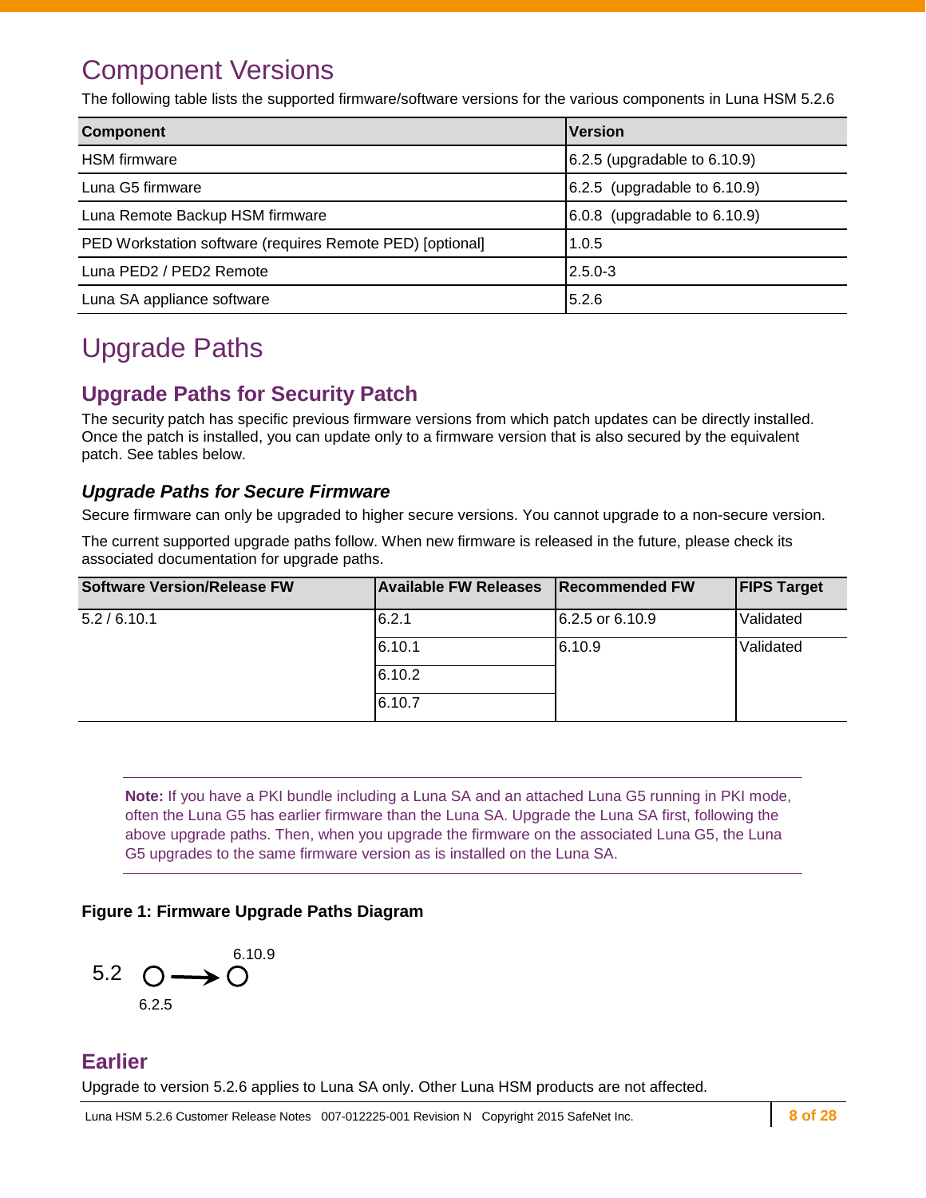// Component Versions

# Component Versions

The following table lists the supported firmware/software versions for the various components in Luna HSM 5.2.6

| Component | Version |
|---|---|
| HSM firmware | 6.2.5 (upgradable to 6.10.9) |
| Luna G5 firmware | 6.2.5 (upgradable to 6.10.9) |
| Luna Remote Backup HSM firmware | 6.0.8 (upgradable to 6.10.9) |
| PED Workstation software (requires Remote PED) [optional] | 1.0.5 |
| Luna PED2 / PED2 Remote | 2.5.0-3 |
| Luna SA appliance software | 5.2.6 |

# Upgrade Paths

## Upgrade Paths for Security Patch

The security patch has specific previous firmware versions from which patch updates can be directly installed. Once the patch is installed, you can update only to a firmware version that is also secured by the equivalent patch. See tables below.

### *Upgrade Paths for Secure Firmware*

Secure firmware can only be upgraded to higher secure versions. You cannot upgrade to a non-secure version.

The current supported upgrade paths follow. When new firmware is released in the future, please check its associated documentation for upgrade paths.

| Software Version/Release FW | Available FW Releases | Recommended FW | FIPS Target |
|---|---|---|---|
| 5.2 / 6.10.1 | 6.2.1 | 6.2.5 or 6.10.9 | Validated |
| | 6.10.1 | 6.10.9 | Validated |
| | 6.10.2 | | |
| | 6.10.7 | | |

**Note:** If you have a PKI bundle including a Luna SA and an attached Luna G5 running in PKI mode, often the Luna G5 has earlier firmware than the Luna SA. Upgrade the Luna SA first, following the above upgrade paths. Then, when you upgrade the firmware on the associated Luna G5, the Luna G5 upgrades to the same firmware version as is installed on the Luna SA.

**Figure 1: Firmware Upgrade Paths Diagram**

5.2: 6.2.5 → 6.10.9

## Earlier

Upgrade to version 5.2.6 applies to Luna SA only. Other Luna HSM products are not affected.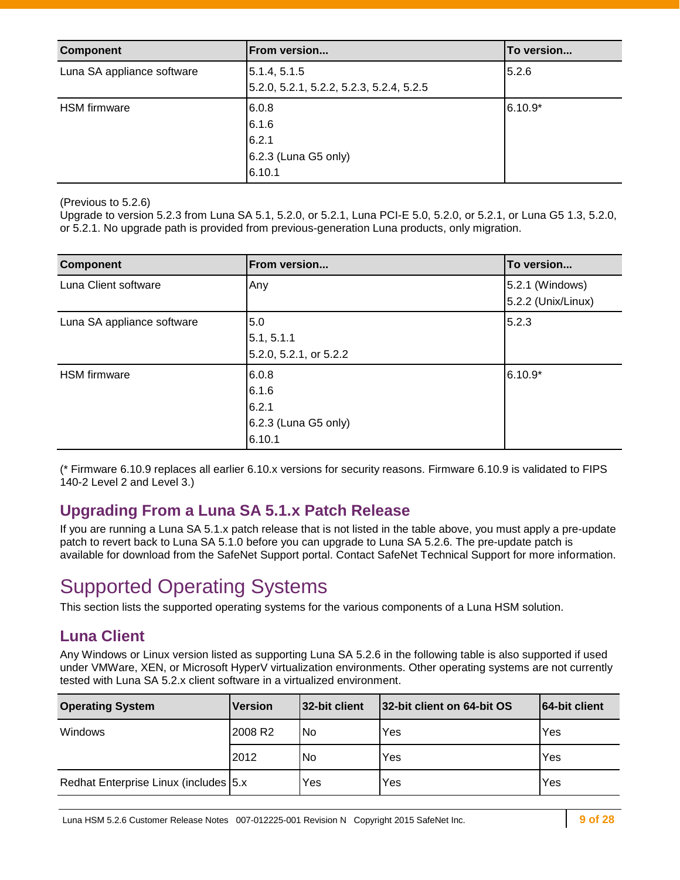| Component | From version... | To version... |
|---|---|---|
| Luna SA appliance software | 5.1.4, 5.1.5<br>5.2.0, 5.2.1, 5.2.2, 5.2.3, 5.2.4, 5.2.5 | 5.2.6 |
| HSM firmware | 6.0.8<br>6.1.6<br>6.2.1<br>6.2.3 (Luna G5 only)<br>6.10.1 | 6.10.9* |

(Previous to 5.2.6)
Upgrade to version 5.2.3 from Luna SA 5.1, 5.2.0, or 5.2.1, Luna PCI-E 5.0, 5.2.0, or 5.2.1, or Luna G5 1.3, 5.2.0, or 5.2.1. No upgrade path is provided from previous-generation Luna products, only migration.

| Component | From version... | To version... |
|---|---|---|
| Luna Client software | Any | 5.2.1 (Windows)<br>5.2.2 (Unix/Linux) |
| Luna SA appliance software | 5.0<br>5.1, 5.1.1<br>5.2.0, 5.2.1, or 5.2.2 | 5.2.3 |
| HSM firmware | 6.0.8<br>6.1.6<br>6.2.1<br>6.2.3 (Luna G5 only)<br>6.10.1 | 6.10.9* |

(* Firmware 6.10.9 replaces all earlier 6.10.x versions for security reasons. Firmware 6.10.9 is validated to FIPS 140-2 Level 2 and Level 3.)

### Upgrading From a Luna SA 5.1.x Patch Release

If you are running a Luna SA 5.1.x patch release that is not listed in the table above, you must apply a pre-update patch to revert back to Luna SA 5.1.0 before you can upgrade to Luna SA 5.2.6. The pre-update patch is available for download from the SafeNet Support portal. Contact SafeNet Technical Support for more information.

## Supported Operating Systems

This section lists the supported operating systems for the various components of a Luna HSM solution.

### Luna Client

Any Windows or Linux version listed as supporting Luna SA 5.2.6 in the following table is also supported if used under VMWare, XEN, or Microsoft HyperV virtualization environments. Other operating systems are not currently tested with Luna SA 5.2.x client software in a virtualized environment.

| Operating System | Version | 32-bit client | 32-bit client on 64-bit OS | 64-bit client |
|---|---|---|---|---|
| Windows | 2008 R2 | No | Yes | Yes |
| | 2012 | No | Yes | Yes |
| Redhat Enterprise Linux (includes | 5.x | Yes | Yes | Yes |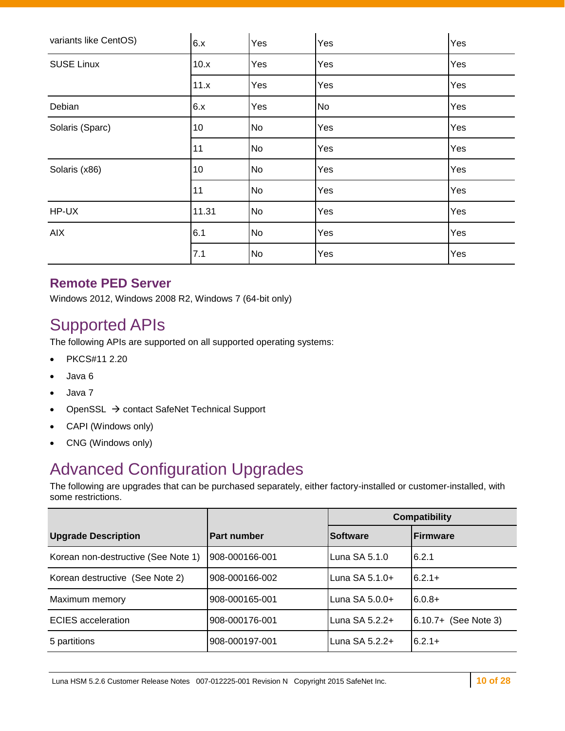| | | | | |
|---|---|---|---|---|
| variants like CentOS) | 6.x | Yes | Yes | Yes |
| SUSE Linux | 10.x | Yes | Yes | Yes |
| | 11.x | Yes | Yes | Yes |
| Debian | 6.x | Yes | No | Yes |
| Solaris (Sparc) | 10 | No | Yes | Yes |
| | 11 | No | Yes | Yes |
| Solaris (x86) | 10 | No | Yes | Yes |
| | 11 | No | Yes | Yes |
| HP-UX | 11.31 | No | Yes | Yes |
| AIX | 6.1 | No | Yes | Yes |
| | 7.1 | No | Yes | Yes |

### Remote PED Server

Windows 2012, Windows 2008 R2, Windows 7 (64-bit only)

## Supported APIs

The following APIs are supported on all supported operating systems:

- PKCS#11 2.20
- Java 6
- Java 7
- OpenSSL → contact SafeNet Technical Support
- CAPI (Windows only)
- CNG (Windows only)

## Advanced Configuration Upgrades

The following are upgrades that can be purchased separately, either factory-installed or customer-installed, with some restrictions.

| | | Compatibility | |
|---|---|---|---|
| **Upgrade Description** | **Part number** | **Software** | **Firmware** |
| Korean non-destructive (See Note 1) | 908-000166-001 | Luna SA 5.1.0 | 6.2.1 |
| Korean destructive (See Note 2) | 908-000166-002 | Luna SA 5.1.0+ | 6.2.1+ |
| Maximum memory | 908-000165-001 | Luna SA 5.0.0+ | 6.0.8+ |
| ECIES acceleration | 908-000176-001 | Luna SA 5.2.2+ | 6.10.7+ (See Note 3) |
| 5 partitions | 908-000197-001 | Luna SA 5.2.2+ | 6.2.1+ |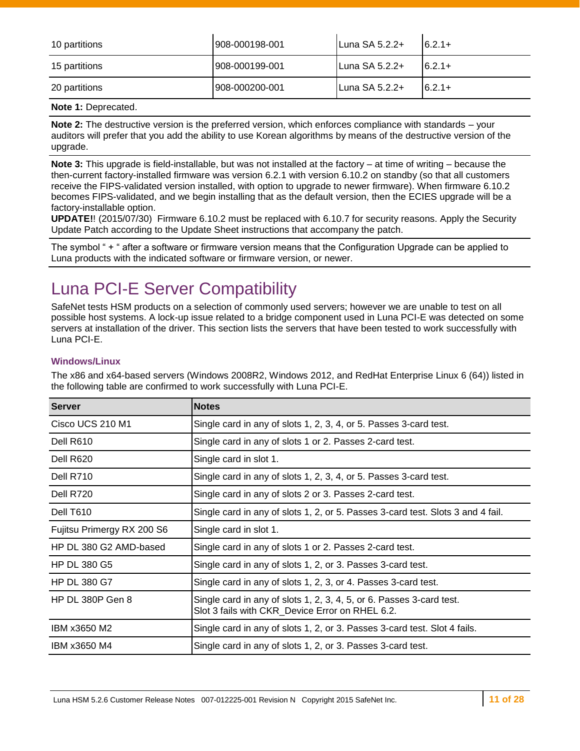| | | | |
|---|---|---|---|
| 10 partitions | 908-000198-001 | Luna SA 5.2.2+ | 6.2.1+ |
| 15 partitions | 908-000199-001 | Luna SA 5.2.2+ | 6.2.1+ |
| 20 partitions | 908-000200-001 | Luna SA 5.2.2+ | 6.2.1+ |

**Note 1:** Deprecated.

**Note 2:** The destructive version is the preferred version, which enforces compliance with standards – your auditors will prefer that you add the ability to use Korean algorithms by means of the destructive version of the upgrade.

**Note 3:** This upgrade is field-installable, but was not installed at the factory – at time of writing – because the then-current factory-installed firmware was version 6.2.1 with version 6.10.2 on standby (so that all customers receive the FIPS-validated version installed, with option to upgrade to newer firmware). When firmware 6.10.2 becomes FIPS-validated, and we begin installing that as the default version, then the ECIES upgrade will be a factory-installable option.
**UPDATE!**! (2015/07/30) Firmware 6.10.2 must be replaced with 6.10.7 for security reasons. Apply the Security Update Patch according to the Update Sheet instructions that accompany the patch.

The symbol " + " after a software or firmware version means that the Configuration Upgrade can be applied to Luna products with the indicated software or firmware version, or newer.

# Luna PCI-E Server Compatibility

SafeNet tests HSM products on a selection of commonly used servers; however we are unable to test on all possible host systems. A lock-up issue related to a bridge component used in Luna PCI-E was detected on some servers at installation of the driver. This section lists the servers that have been tested to work successfully with Luna PCI-E.

### Windows/Linux

The x86 and x64-based servers (Windows 2008R2, Windows 2012, and RedHat Enterprise Linux 6 (64)) listed in the following table are confirmed to work successfully with Luna PCI-E.

| Server | Notes |
|---|---|
| Cisco UCS 210 M1 | Single card in any of slots 1, 2, 3, 4, or 5. Passes 3-card test. |
| Dell R610 | Single card in any of slots 1 or 2. Passes 2-card test. |
| Dell R620 | Single card in slot 1. |
| Dell R710 | Single card in any of slots 1, 2, 3, 4, or 5. Passes 3-card test. |
| Dell R720 | Single card in any of slots 2 or 3. Passes 2-card test. |
| Dell T610 | Single card in any of slots 1, 2, or 5. Passes 3-card test. Slots 3 and 4 fail. |
| Fujitsu Primergy RX 200 S6 | Single card in slot 1. |
| HP DL 380 G2 AMD-based | Single card in any of slots 1 or 2. Passes 2-card test. |
| HP DL 380 G5 | Single card in any of slots 1, 2, or 3. Passes 3-card test. |
| HP DL 380 G7 | Single card in any of slots 1, 2, 3, or 4. Passes 3-card test. |
| HP DL 380P Gen 8 | Single card in any of slots 1, 2, 3, 4, 5, or 6. Passes 3-card test.<br>Slot 3 fails with CKR_Device Error on RHEL 6.2. |
| IBM x3650 M2 | Single card in any of slots 1, 2, or 3. Passes 3-card test. Slot 4 fails. |
| IBM x3650 M4 | Single card in any of slots 1, 2, or 3. Passes 3-card test. |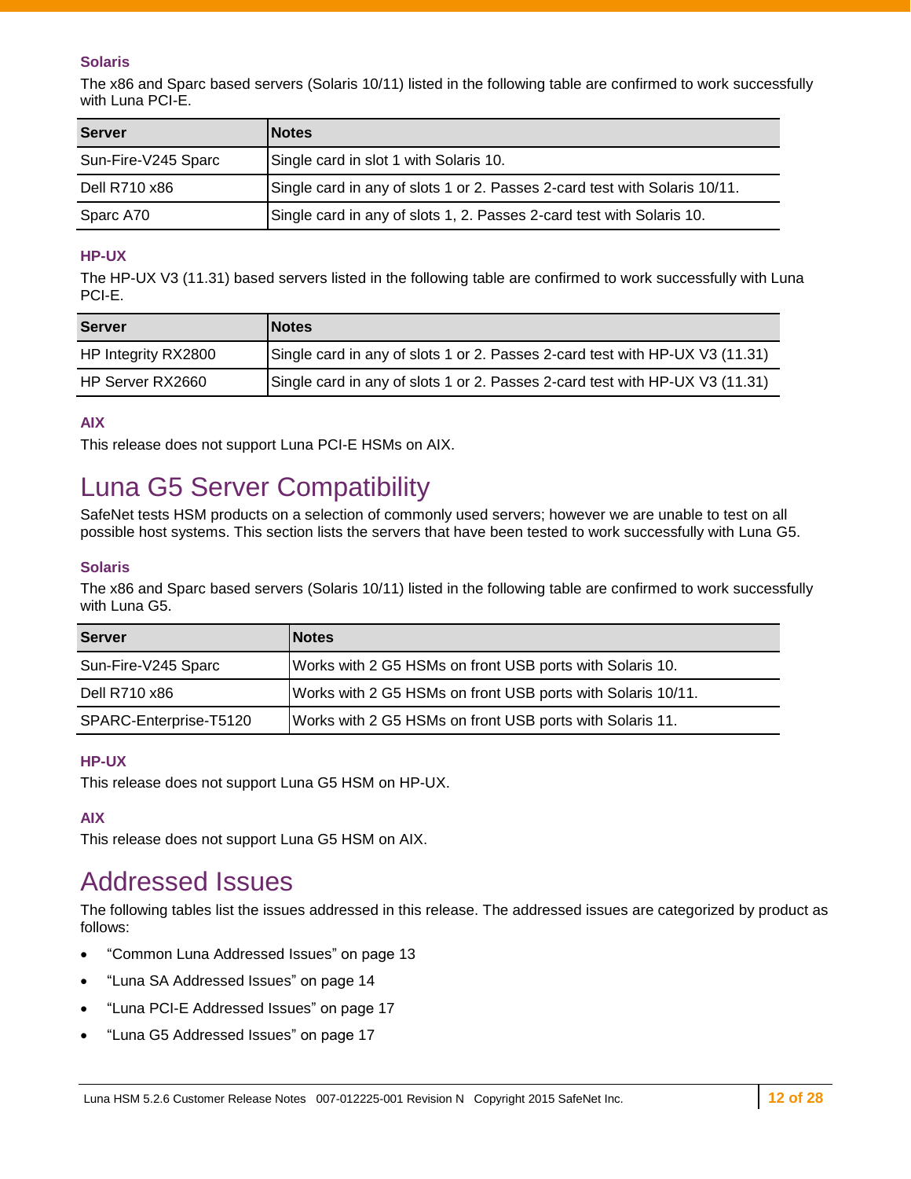### Solaris

The x86 and Sparc based servers (Solaris 10/11) listed in the following table are confirmed to work successfully with Luna PCI-E.

| Server | Notes |
|---|---|
| Sun-Fire-V245 Sparc | Single card in slot 1 with Solaris 10. |
| Dell R710 x86 | Single card in any of slots 1 or 2. Passes 2-card test with Solaris 10/11. |
| Sparc A70 | Single card in any of slots 1, 2. Passes 2-card test with Solaris 10. |

### HP-UX

The HP-UX V3 (11.31) based servers listed in the following table are confirmed to work successfully with Luna PCI-E.

| Server | Notes |
|---|---|
| HP Integrity RX2800 | Single card in any of slots 1 or 2. Passes 2-card test with HP-UX V3 (11.31) |
| HP Server RX2660 | Single card in any of slots 1 or 2. Passes 2-card test with HP-UX V3 (11.31) |

### AIX

This release does not support Luna PCI-E HSMs on AIX.

## Luna G5 Server Compatibility

SafeNet tests HSM products on a selection of commonly used servers; however we are unable to test on all possible host systems. This section lists the servers that have been tested to work successfully with Luna G5.

### Solaris

The x86 and Sparc based servers (Solaris 10/11) listed in the following table are confirmed to work successfully with Luna G5.

| Server | Notes |
|---|---|
| Sun-Fire-V245 Sparc | Works with 2 G5 HSMs on front USB ports with Solaris 10. |
| Dell R710 x86 | Works with 2 G5 HSMs on front USB ports with Solaris 10/11. |
| SPARC-Enterprise-T5120 | Works with 2 G5 HSMs on front USB ports with Solaris 11. |

### HP-UX

This release does not support Luna G5 HSM on HP-UX.

### AIX

This release does not support Luna G5 HSM on AIX.

## Addressed Issues

The following tables list the issues addressed in this release. The addressed issues are categorized by product as follows:

- “Common Luna Addressed Issues” on page 13
- “Luna SA Addressed Issues” on page 14
- “Luna PCI-E Addressed Issues” on page 17
- “Luna G5 Addressed Issues” on page 17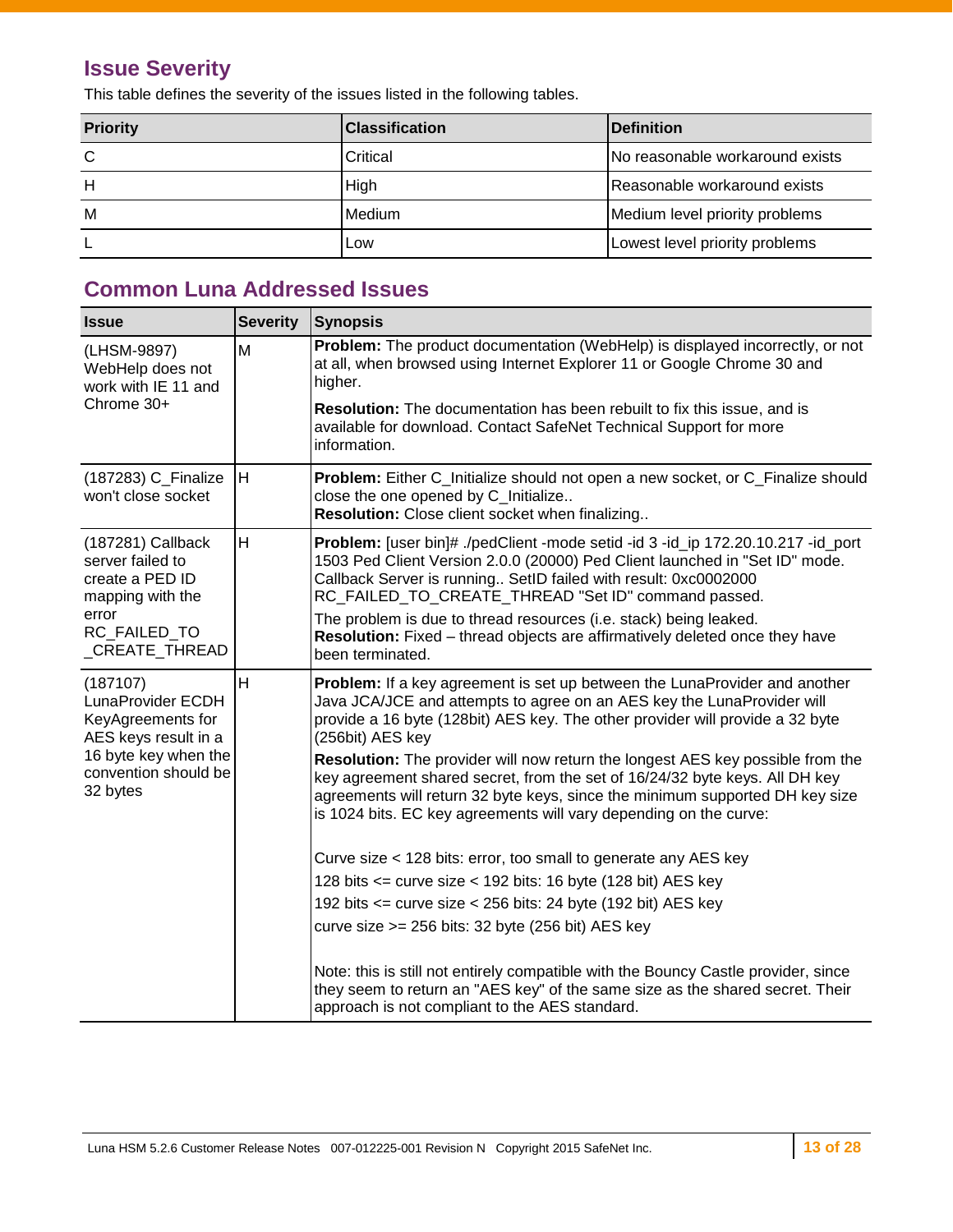## Issue Severity

This table defines the severity of the issues listed in the following tables.

| Priority | Classification | Definition |
|---|---|---|
| C | Critical | No reasonable workaround exists |
| H | High | Reasonable workaround exists |
| M | Medium | Medium level priority problems |
| L | Low | Lowest level priority problems |

## Common Luna Addressed Issues

| Issue | Severity | Synopsis |
|---|---|---|
| (LHSM-9897) WebHelp does not work with IE 11 and Chrome 30+ | M | **Problem:** The product documentation (WebHelp) is displayed incorrectly, or not at all, when browsed using Internet Explorer 11 or Google Chrome 30 and higher.<br><br>**Resolution:** The documentation has been rebuilt to fix this issue, and is available for download. Contact SafeNet Technical Support for more information. |
| (187283) C_Finalize won't close socket | H | **Problem:** Either C_Initialize should not open a new socket, or C_Finalize should close the one opened by C_Initialize..<br>**Resolution:** Close client socket when finalizing.. |
| (187281) Callback server failed to create a PED ID mapping with the error RC_FAILED_TO_CREATE_THREAD | H | **Problem:** [user bin]# ./pedClient -mode setid -id 3 -id_ip 172.20.10.217 -id_port 1503 Ped Client Version 2.0.0 (20000) Ped Client launched in "Set ID" mode. Callback Server is running.. SetID failed with result: 0xc0002000 RC_FAILED_TO_CREATE_THREAD "Set ID" command passed.<br><br>The problem is due to thread resources (i.e. stack) being leaked.<br>**Resolution:** Fixed – thread objects are affirmatively deleted once they have been terminated. |
| (187107) LunaProvider ECDH KeyAgreements for AES keys result in a 16 byte key when the convention should be 32 bytes | H | **Problem:** If a key agreement is set up between the LunaProvider and another Java JCA/JCE and attempts to agree on an AES key the LunaProvider will provide a 16 byte (128bit) AES key. The other provider will provide a 32 byte (256bit) AES key<br><br>**Resolution:** The provider will now return the longest AES key possible from the key agreement shared secret, from the set of 16/24/32 byte keys. All DH key agreements will return 32 byte keys, since the minimum supported DH key size is 1024 bits. EC key agreements will vary depending on the curve:<br><br>Curve size < 128 bits: error, too small to generate any AES key<br>128 bits <= curve size < 192 bits: 16 byte (128 bit) AES key<br>192 bits <= curve size < 256 bits: 24 byte (192 bit) AES key<br>curve size >= 256 bits: 32 byte (256 bit) AES key<br><br>Note: this is still not entirely compatible with the Bouncy Castle provider, since they seem to return an "AES key" of the same size as the shared secret. Their approach is not compliant to the AES standard. |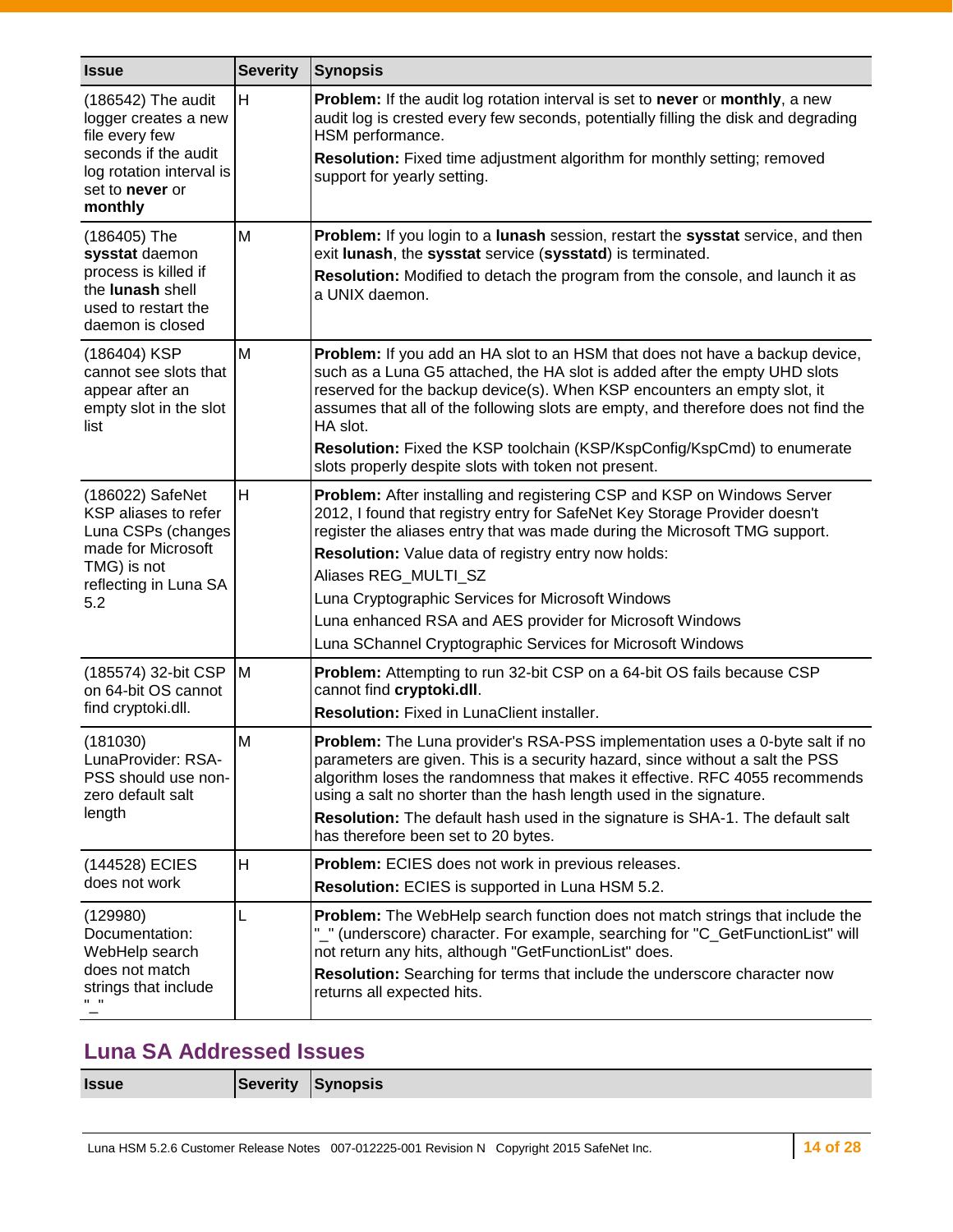| Issue | Severity | Synopsis |
|---|---|---|
| (186542) The audit logger creates a new file every few seconds if the audit log rotation interval is set to **never** or **monthly** | H | **Problem:** If the audit log rotation interval is set to **never** or **monthly**, a new audit log is crested every few seconds, potentially filling the disk and degrading HSM performance.<br>**Resolution:** Fixed time adjustment algorithm for monthly setting; removed support for yearly setting. |
| (186405) The **sysstat** daemon process is killed if the **lunash** shell used to restart the daemon is closed | M | **Problem:** If you login to a **lunash** session, restart the **sysstat** service, and then exit **lunash**, the **sysstat** service (**sysstatd**) is terminated.<br>**Resolution:** Modified to detach the program from the console, and launch it as a UNIX daemon. |
| (186404) KSP cannot see slots that appear after an empty slot in the slot list | M | **Problem:** If you add an HA slot to an HSM that does not have a backup device, such as a Luna G5 attached, the HA slot is added after the empty UHD slots reserved for the backup device(s). When KSP encounters an empty slot, it assumes that all of the following slots are empty, and therefore does not find the HA slot.<br>**Resolution:** Fixed the KSP toolchain (KSP/KspConfig/KspCmd) to enumerate slots properly despite slots with token not present. |
| (186022) SafeNet KSP aliases to refer Luna CSPs (changes made for Microsoft TMG) is not reflecting in Luna SA 5.2 | H | **Problem:** After installing and registering CSP and KSP on Windows Server 2012, I found that registry entry for SafeNet Key Storage Provider doesn't register the aliases entry that was made during the Microsoft TMG support.<br>**Resolution:** Value data of registry entry now holds:<br>Aliases REG_MULTI_SZ<br>Luna Cryptographic Services for Microsoft Windows<br>Luna enhanced RSA and AES provider for Microsoft Windows<br>Luna SChannel Cryptographic Services for Microsoft Windows |
| (185574) 32-bit CSP on 64-bit OS cannot find cryptoki.dll. | M | **Problem:** Attempting to run 32-bit CSP on a 64-bit OS fails because CSP cannot find **cryptoki.dll**.<br>**Resolution:** Fixed in LunaClient installer. |
| (181030) LunaProvider: RSA-PSS should use non-zero default salt length | M | **Problem:** The Luna provider's RSA-PSS implementation uses a 0-byte salt if no parameters are given. This is a security hazard, since without a salt the PSS algorithm loses the randomness that makes it effective. RFC 4055 recommends using a salt no shorter than the hash length used in the signature.<br>**Resolution:** The default hash used in the signature is SHA-1. The default salt has therefore been set to 20 bytes. |
| (144528) ECIES does not work | H | **Problem:** ECIES does not work in previous releases.<br>**Resolution:** ECIES is supported in Luna HSM 5.2. |
| (129980) Documentation: WebHelp search does not match strings that include "_" | L | **Problem:** The WebHelp search function does not match strings that include the "_" (underscore) character. For example, searching for "C_GetFunctionList" will not return any hits, although "GetFunctionList" does.<br>**Resolution:** Searching for terms that include the underscore character now returns all expected hits. |

## Luna SA Addressed Issues

| Issue | Severity | Synopsis |
|---|---|---|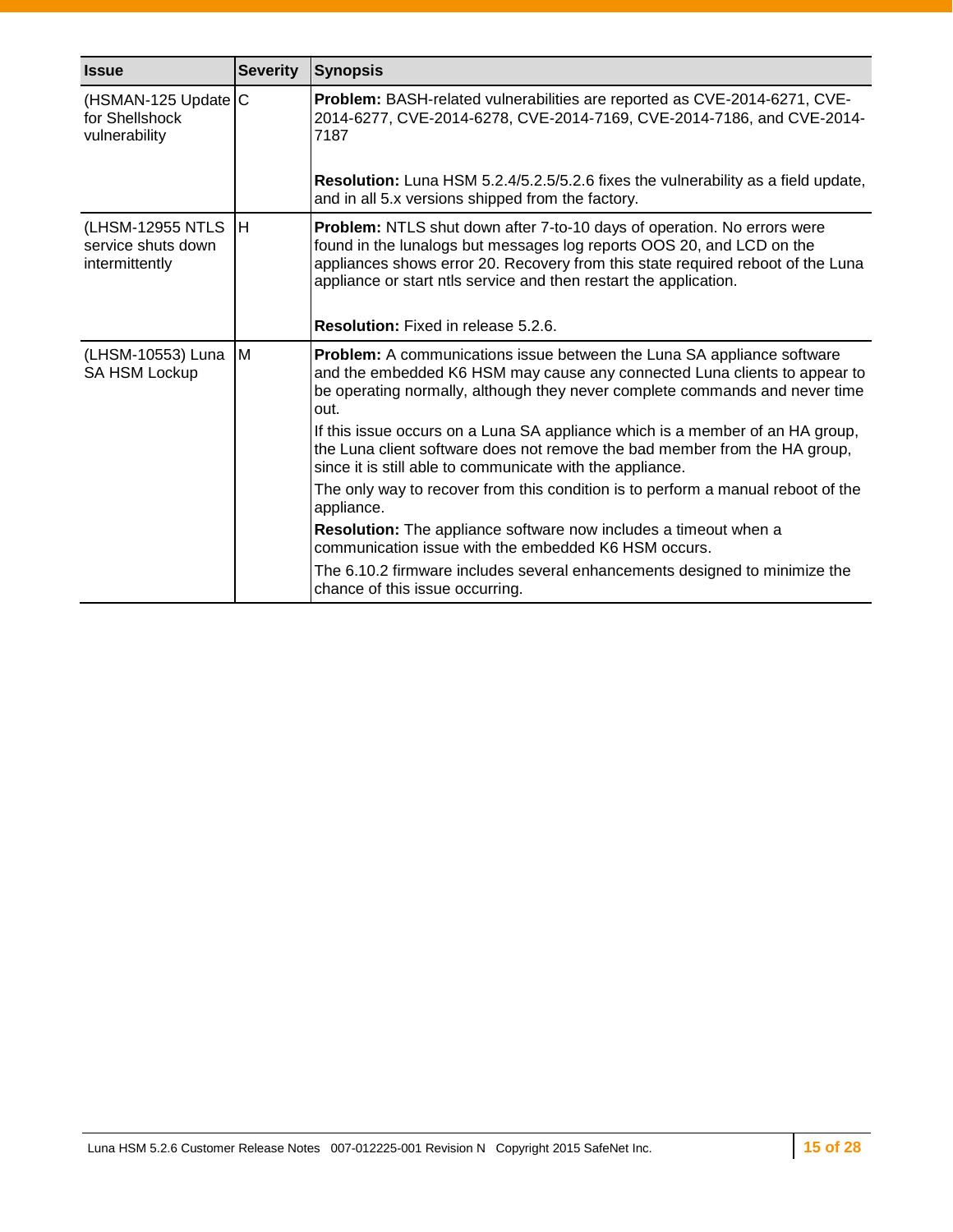| Issue | Severity | Synopsis |
|---|---|---|
| (HSMAN-125 Update for Shellshock vulnerability | C | **Problem:** BASH-related vulnerabilities are reported as CVE-2014-6271, CVE-2014-6277, CVE-2014-6278, CVE-2014-7169, CVE-2014-7186, and CVE-2014-7187<br><br>**Resolution:** Luna HSM 5.2.4/5.2.5/5.2.6 fixes the vulnerability as a field update, and in all 5.x versions shipped from the factory. |
| (LHSM-12955 NTLS service shuts down intermittently | H | **Problem:** NTLS shut down after 7-to-10 days of operation. No errors were found in the lunalogs but messages log reports OOS 20, and LCD on the appliances shows error 20. Recovery from this state required reboot of the Luna appliance or start ntls service and then restart the application.<br><br>**Resolution:** Fixed in release 5.2.6. |
| (LHSM-10553) Luna SA HSM Lockup | M | **Problem:** A communications issue between the Luna SA appliance software and the embedded K6 HSM may cause any connected Luna clients to appear to be operating normally, although they never complete commands and never time out.<br><br>If this issue occurs on a Luna SA appliance which is a member of an HA group, the Luna client software does not remove the bad member from the HA group, since it is still able to communicate with the appliance.<br><br>The only way to recover from this condition is to perform a manual reboot of the appliance.<br><br>**Resolution:** The appliance software now includes a timeout when a communication issue with the embedded K6 HSM occurs.<br><br>The 6.10.2 firmware includes several enhancements designed to minimize the chance of this issue occurring. |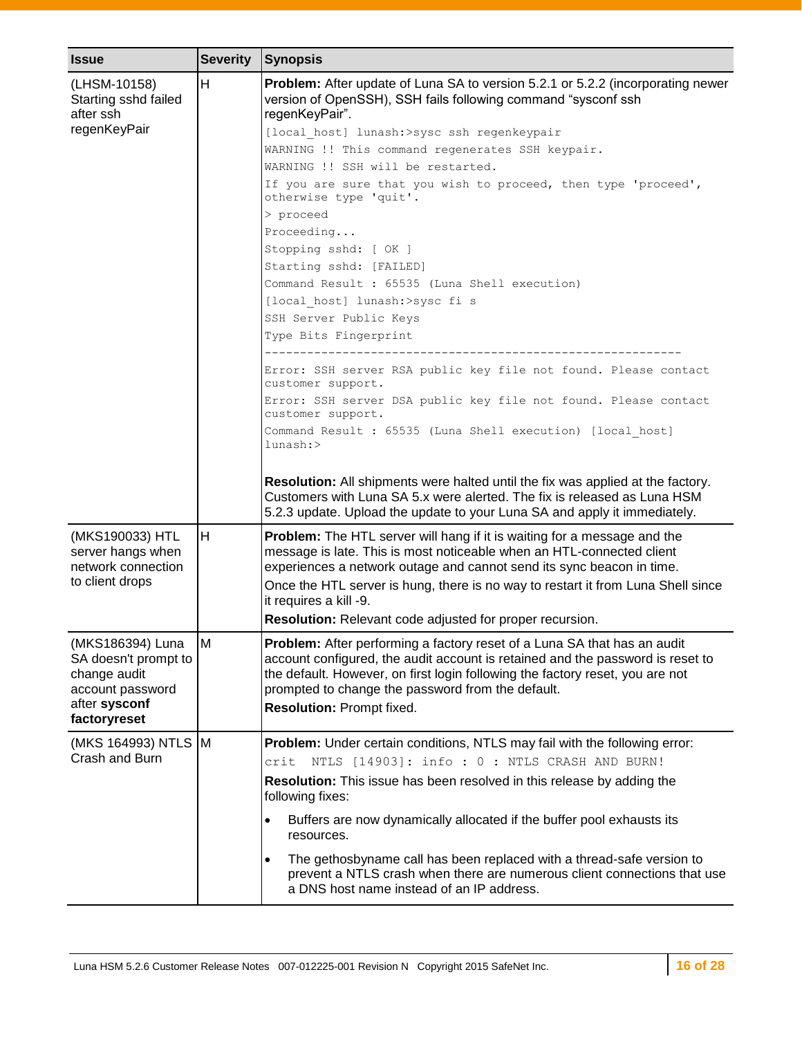| Issue | Severity | Synopsis |
|---|---|---|
| (LHSM-10158) Starting sshd failed after ssh regenKeyPair | H | **Problem:** After update of Luna SA to version 5.2.1 or 5.2.2 (incorporating newer version of OpenSSH), SSH fails following command “sysconf ssh regenKeyPair”.<br>`[local_host] lunash:>sysc ssh regenkeypair`<br>`WARNING !! This command regenerates SSH keypair.`<br>`WARNING !! SSH will be restarted.`<br>`If you are sure that you wish to proceed, then type 'proceed', otherwise type 'quit'.`<br>`> proceed`<br>`Proceeding...`<br>`Stopping sshd: [ OK ]`<br>`Starting sshd: [FAILED]`<br>`Command Result : 65535 (Luna Shell execution)`<br>`[local_host] lunash:>sysc fi s`<br>`SSH Server Public Keys`<br>`Type Bits Fingerprint`<br>`----------------------------------------------------------`<br>`Error: SSH server RSA public key file not found. Please contact customer support.`<br>`Error: SSH server DSA public key file not found. Please contact customer support.`<br>`Command Result : 65535 (Luna Shell execution) [local_host] lunash:>`<br><br>**Resolution:** All shipments were halted until the fix was applied at the factory. Customers with Luna SA 5.x were alerted. The fix is released as Luna HSM 5.2.3 update. Upload the update to your Luna SA and apply it immediately. |
| (MKS190033) HTL server hangs when network connection to client drops | H | **Problem:** The HTL server will hang if it is waiting for a message and the message is late. This is most noticeable when an HTL-connected client experiences a network outage and cannot send its sync beacon in time.<br>Once the HTL server is hung, there is no way to restart it from Luna Shell since it requires a kill -9.<br>**Resolution:** Relevant code adjusted for proper recursion. |
| (MKS186394) Luna SA doesn't prompt to change audit account password after **sysconf factoryreset** | M | **Problem:** After performing a factory reset of a Luna SA that has an audit account configured, the audit account is retained and the password is reset to the default. However, on first login following the factory reset, you are not prompted to change the password from the default.<br>**Resolution:** Prompt fixed. |
| (MKS 164993) NTLS Crash and Burn | M | **Problem:** Under certain conditions, NTLS may fail with the following error:<br>`crit NTLS [14903]: info : 0 : NTLS CRASH AND BURN!`<br>**Resolution:** This issue has been resolved in this release by adding the following fixes:<br>• Buffers are now dynamically allocated if the buffer pool exhausts its resources.<br>• The gethosbyname call has been replaced with a thread-safe version to prevent a NTLS crash when there are numerous client connections that use a DNS host name instead of an IP address. |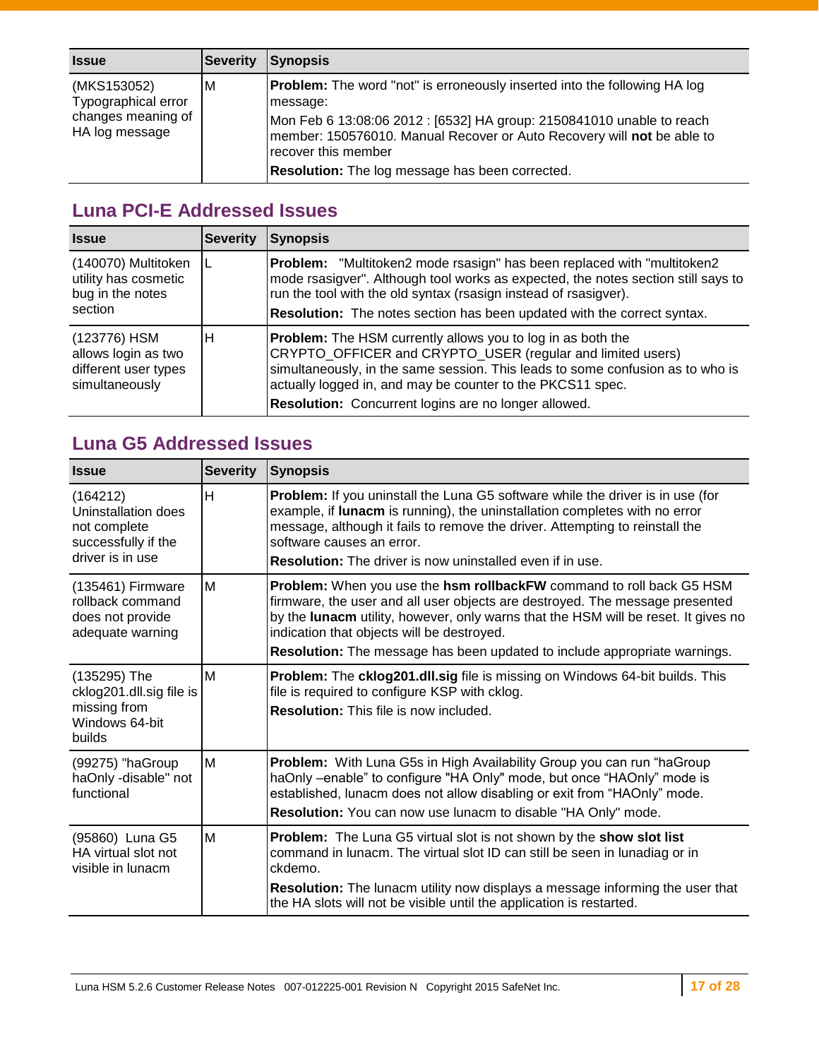| Issue | Severity | Synopsis |
|---|---|---|
| (MKS153052) Typographical error changes meaning of HA log message | M | **Problem:** The word "not" is erroneously inserted into the following HA log message:<br>Mon Feb 6 13:08:06 2012 : [6532] HA group: 2150841010 unable to reach member: 150576010. Manual Recover or Auto Recovery will **not** be able to recover this member<br>**Resolution:** The log message has been corrected. |

## Luna PCI-E Addressed Issues

| Issue | Severity | Synopsis |
|---|---|---|
| (140070) Multitoken utility has cosmetic bug in the notes section | L | **Problem:** "Multitoken2 mode rsasign" has been replaced with "multitoken2 mode rsasigver". Although tool works as expected, the notes section still says to run the tool with the old syntax (rsasign instead of rsasigver).<br>**Resolution:** The notes section has been updated with the correct syntax. |
| (123776) HSM allows login as two different user types simultaneously | H | **Problem:** The HSM currently allows you to log in as both the CRYPTO_OFFICER and CRYPTO_USER (regular and limited users) simultaneously, in the same session. This leads to some confusion as to who is actually logged in, and may be counter to the PKCS11 spec.<br>**Resolution:** Concurrent logins are no longer allowed. |

## Luna G5 Addressed Issues

| Issue | Severity | Synopsis |
|---|---|---|
| (164212) Uninstallation does not complete successfully if the driver is in use | H | **Problem:** If you uninstall the Luna G5 software while the driver is in use (for example, if **lunacm** is running), the uninstallation completes with no error message, although it fails to remove the driver. Attempting to reinstall the software causes an error.<br>**Resolution:** The driver is now uninstalled even if in use. |
| (135461) Firmware rollback command does not provide adequate warning | M | **Problem:** When you use the **hsm rollbackFW** command to roll back G5 HSM firmware, the user and all user objects are destroyed. The message presented by the **lunacm** utility, however, only warns that the HSM will be reset. It gives no indication that objects will be destroyed.<br>**Resolution:** The message has been updated to include appropriate warnings. |
| (135295) The cklog201.dll.sig file is missing from Windows 64-bit builds | M | **Problem:** The **cklog201.dll.sig** file is missing on Windows 64-bit builds. This file is required to configure KSP with cklog.<br>**Resolution:** This file is now included. |
| (99275) "haGroup haOnly -disable" not functional | M | **Problem:** With Luna G5s in High Availability Group you can run “haGroup haOnly –enable” to configure "HA Only" mode, but once “HAOnly” mode is established, lunacm does not allow disabling or exit from “HAOnly” mode.<br>**Resolution:** You can now use lunacm to disable "HA Only" mode. |
| (95860) Luna G5 HA virtual slot not visible in lunacm | M | **Problem:** The Luna G5 virtual slot is not shown by the **show slot list** command in lunacm. The virtual slot ID can still be seen in lunadiag or in ckdemo.<br>**Resolution:** The lunacm utility now displays a message informing the user that the HA slots will not be visible until the application is restarted. |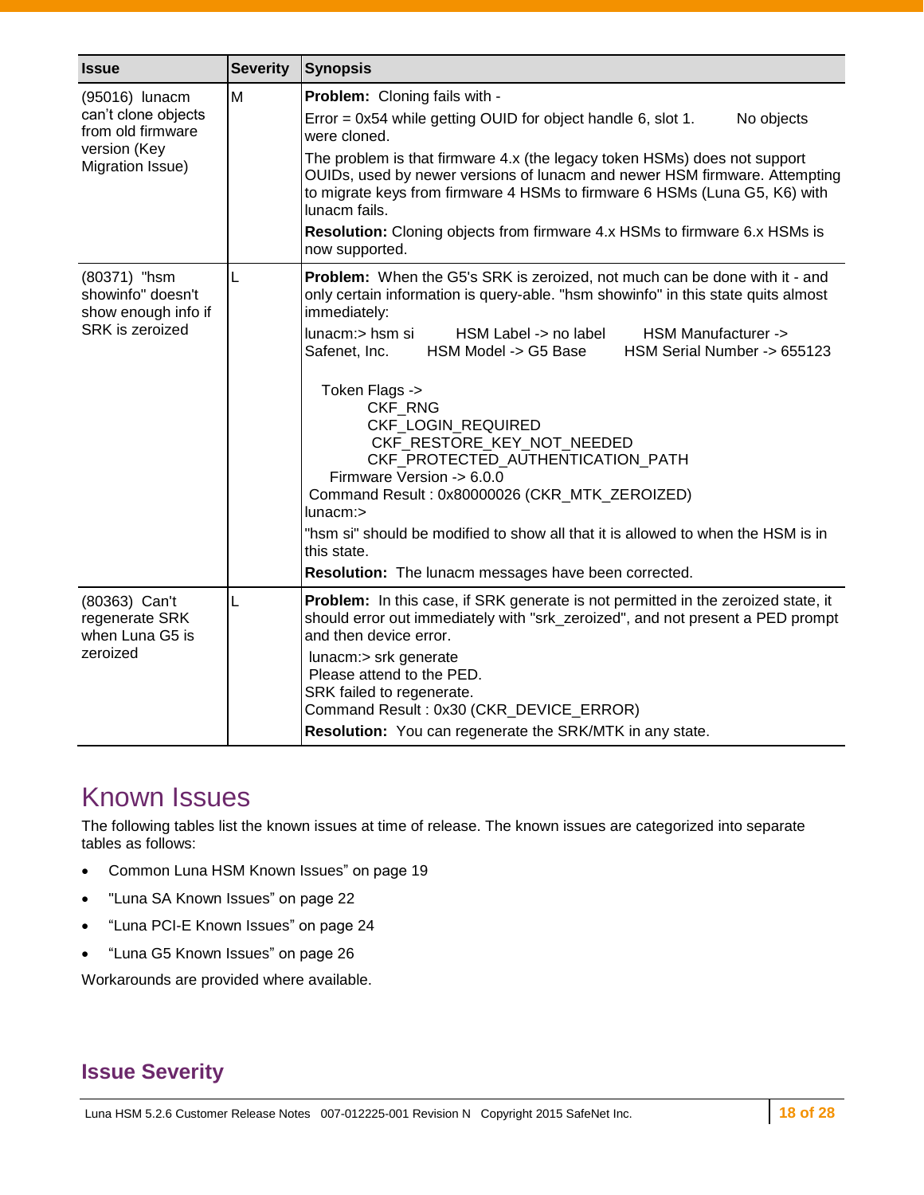| Issue | Severity | Synopsis |
|---|---|---|
| (95016) lunacm can't clone objects from old firmware version (Key Migration Issue) | M | **Problem:** Cloning fails with - <br>Error = 0x54 while getting OUID for object handle 6, slot 1. No objects were cloned.<br>The problem is that firmware 4.x (the legacy token HSMs) does not support OUIDs, used by newer versions of lunacm and newer HSM firmware. Attempting to migrate keys from firmware 4 HSMs to firmware 6 HSMs (Luna G5, K6) with lunacm fails.<br>**Resolution:** Cloning objects from firmware 4.x HSMs to firmware 6.x HSMs is now supported. |
| (80371) "hsm showinfo" doesn't show enough info if SRK is zeroized | L | **Problem:** When the G5's SRK is zeroized, not much can be done with it - and only certain information is query-able. "hsm showinfo" in this state quits almost immediately:<br>lunacm:> hsm si HSM Label -> no label HSM Manufacturer -> Safenet, Inc. HSM Model -> G5 Base HSM Serial Number -> 655123<br>Token Flags -><br>CKF_RNG<br>CKF_LOGIN_REQUIRED<br>CKF_RESTORE_KEY_NOT_NEEDED<br>CKF_PROTECTED_AUTHENTICATION_PATH<br>Firmware Version -> 6.0.0<br>Command Result : 0x80000026 (CKR_MTK_ZEROIZED)<br>lunacm:><br>"hsm si" should be modified to show all that it is allowed to when the HSM is in this state.<br>**Resolution:** The lunacm messages have been corrected. |
| (80363) Can't regenerate SRK when Luna G5 is zeroized | L | **Problem:** In this case, if SRK generate is not permitted in the zeroized state, it should error out immediately with "srk_zeroized", and not present a PED prompt and then device error.<br>lunacm:> srk generate<br>Please attend to the PED.<br>SRK failed to regenerate.<br>Command Result : 0x30 (CKR_DEVICE_ERROR)<br>**Resolution:** You can regenerate the SRK/MTK in any state. |

# Known Issues

The following tables list the known issues at time of release. The known issues are categorized into separate tables as follows:

- Common Luna HSM Known Issues" on page 19
- "Luna SA Known Issues" on page 22
- "Luna PCI-E Known Issues" on page 24
- "Luna G5 Known Issues" on page 26

Workarounds are provided where available.

## Issue Severity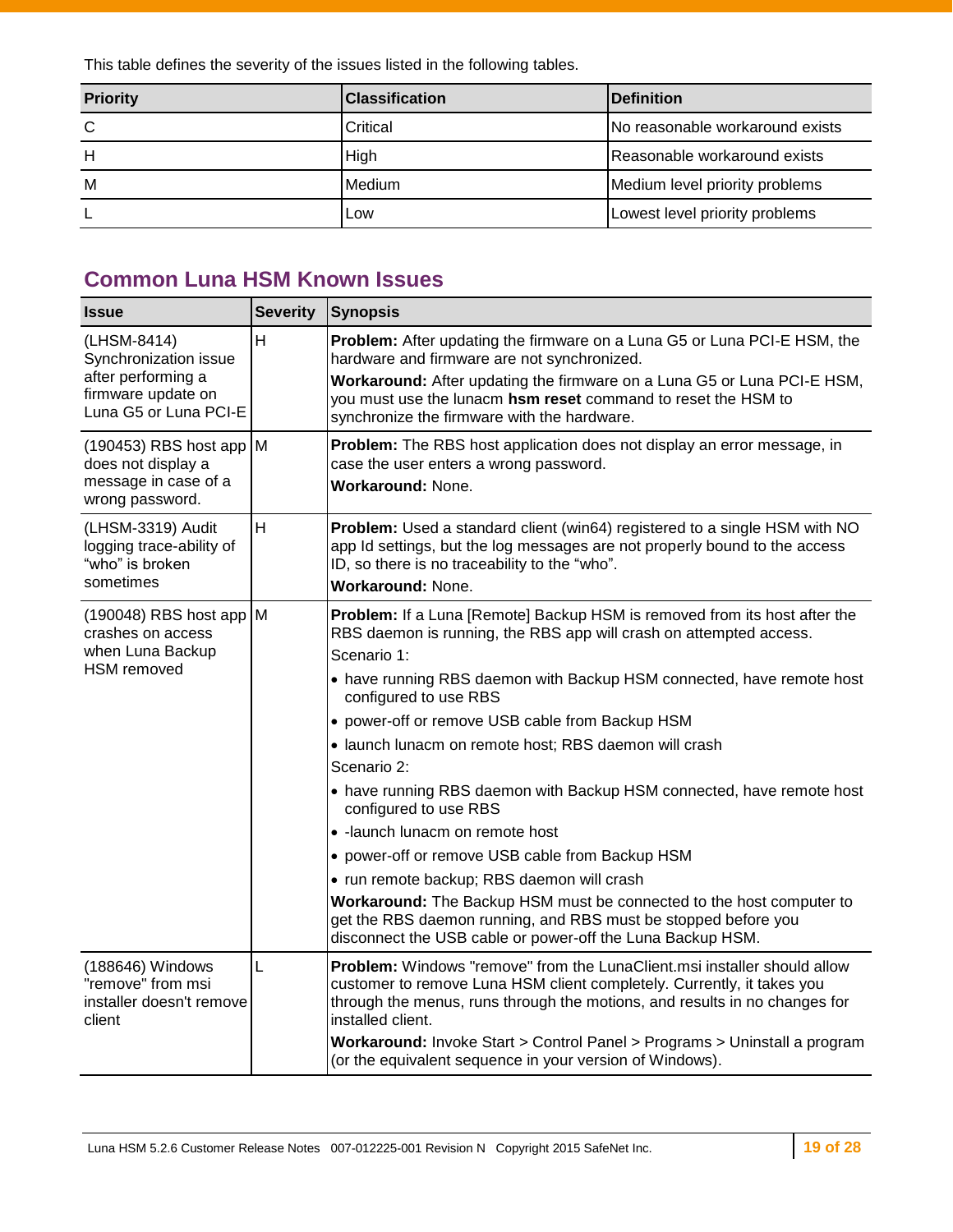This table defines the severity of the issues listed in the following tables.

| Priority | Classification | Definition |
| --- | --- | --- |
| C | Critical | No reasonable workaround exists |
| H | High | Reasonable workaround exists |
| M | Medium | Medium level priority problems |
| L | Low | Lowest level priority problems |

## Common Luna HSM Known Issues

| Issue | Severity | Synopsis |
| --- | --- | --- |
| (LHSM-8414) Synchronization issue after performing a firmware update on Luna G5 or Luna PCI-E | H | **Problem:** After updating the firmware on a Luna G5 or Luna PCI-E HSM, the hardware and firmware are not synchronized.<br>**Workaround:** After updating the firmware on a Luna G5 or Luna PCI-E HSM, you must use the lunacm **hsm reset** command to reset the HSM to synchronize the firmware with the hardware. |
| (190453) RBS host app does not display a message in case of a wrong password. | M | **Problem:** The RBS host application does not display an error message, in case the user enters a wrong password.<br>**Workaround:** None. |
| (LHSM-3319) Audit logging trace-ability of "who" is broken sometimes | H | **Problem:** Used a standard client (win64) registered to a single HSM with NO app Id settings, but the log messages are not properly bound to the access ID, so there is no traceability to the "who".<br>**Workaround:** None. |
| (190048) RBS host app crashes on access when Luna Backup HSM removed | M | **Problem:** If a Luna [Remote] Backup HSM is removed from its host after the RBS daemon is running, the RBS app will crash on attempted access.<br>Scenario 1:<br>• have running RBS daemon with Backup HSM connected, have remote host configured to use RBS<br>• power-off or remove USB cable from Backup HSM<br>• launch lunacm on remote host; RBS daemon will crash<br>Scenario 2:<br>• have running RBS daemon with Backup HSM connected, have remote host configured to use RBS<br>• -launch lunacm on remote host<br>• power-off or remove USB cable from Backup HSM<br>• run remote backup; RBS daemon will crash<br>**Workaround:** The Backup HSM must be connected to the host computer to get the RBS daemon running, and RBS must be stopped before you disconnect the USB cable or power-off the Luna Backup HSM. |
| (188646) Windows "remove" from msi installer doesn't remove client | L | **Problem:** Windows "remove" from the LunaClient.msi installer should allow customer to remove Luna HSM client completely. Currently, it takes you through the menus, runs through the motions, and results in no changes for installed client.<br>**Workaround:** Invoke Start > Control Panel > Programs > Uninstall a program (or the equivalent sequence in your version of Windows). |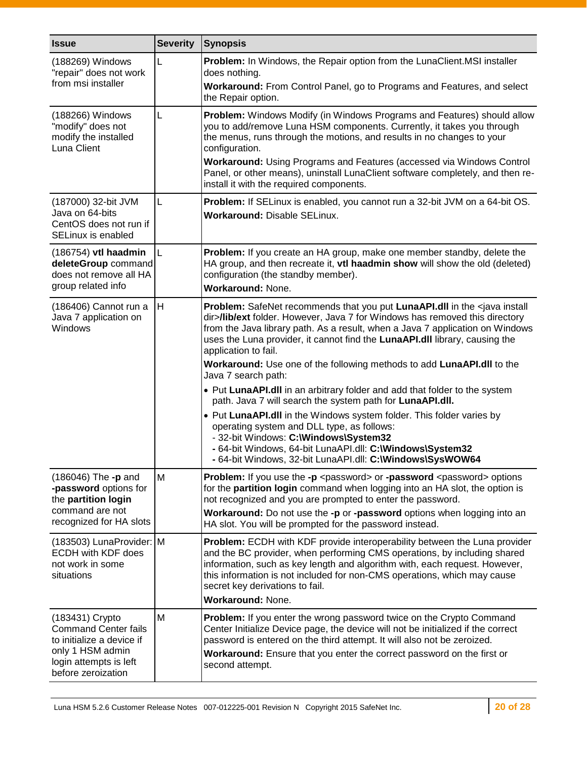| Issue | Severity | Synopsis |
|---|---|---|
| (188269) Windows "repair" does not work from msi installer | L | **Problem:** In Windows, the Repair option from the LunaClient.MSI installer does nothing.<br>**Workaround:** From Control Panel, go to Programs and Features, and select the Repair option. |
| (188266) Windows "modify" does not modify the installed Luna Client | L | **Problem:** Windows Modify (in Windows Programs and Features) should allow you to add/remove Luna HSM components. Currently, it takes you through the menus, runs through the motions, and results in no changes to your configuration.<br>**Workaround:** Using Programs and Features (accessed via Windows Control Panel, or other means), uninstall LunaClient software completely, and then re-install it with the required components. |
| (187000) 32-bit JVM Java on 64-bits CentOS does not run if SELinux is enabled | L | **Problem:** If SELinux is enabled, you cannot run a 32-bit JVM on a 64-bit OS.<br>**Workaround:** Disable SELinux. |
| (186754) **vtl haadmin deleteGroup** command does not remove all HA group related info | L | **Problem:** If you create an HA group, make one member standby, delete the HA group, and then recreate it, **vtl haadmin show** will show the old (deleted) configuration (the standby member).<br>**Workaround:** None. |
| (186406) Cannot run a Java 7 application on Windows | H | **Problem:** SafeNet recommends that you put **LunaAPI.dll** in the <java install dir>**/lib/ext** folder. However, Java 7 for Windows has removed this directory from the Java library path. As a result, when a Java 7 application on Windows uses the Luna provider, it cannot find the **LunaAPI.dll** library, causing the application to fail.<br>**Workaround:** Use one of the following methods to add **LunaAPI.dll** to the Java 7 search path:<br>• Put **LunaAPI.dll** in an arbitrary folder and add that folder to the system path. Java 7 will search the system path for **LunaAPI.dll.**<br>• Put **LunaAPI.dll** in the Windows system folder. This folder varies by operating system and DLL type, as follows:<br>- 32-bit Windows: **C:\Windows\System32**<br>- 64-bit Windows, 64-bit LunaAPI.dll: **C:\Windows\System32**<br>- 64-bit Windows, 32-bit LunaAPI.dll: **C:\Windows\SysWOW64** |
| (186046) The **-p** and **-password** options for the **partition login** command are not recognized for HA slots | M | **Problem:** If you use the **-p** <password> or **-password** <password> options for the **partition login** command when logging into an HA slot, the option is not recognized and you are prompted to enter the password.<br>**Workaround:** Do not use the **-p** or **-password** options when logging into an HA slot. You will be prompted for the password instead. |
| (183503) LunaProvider: ECDH with KDF does not work in some situations | M | **Problem:** ECDH with KDF provide interoperability between the Luna provider and the BC provider, when performing CMS operations, by including shared information, such as key length and algorithm with, each request. However, this information is not included for non-CMS operations, which may cause secret key derivations to fail.<br>**Workaround:** None. |
| (183431) Crypto Command Center fails to initialize a device if only 1 HSM admin login attempts is left before zeroization | M | **Problem:** If you enter the wrong password twice on the Crypto Command Center Initialize Device page, the device will not be initialized if the correct password is entered on the third attempt. It will also not be zeroized.<br>**Workaround:** Ensure that you enter the correct password on the first or second attempt. |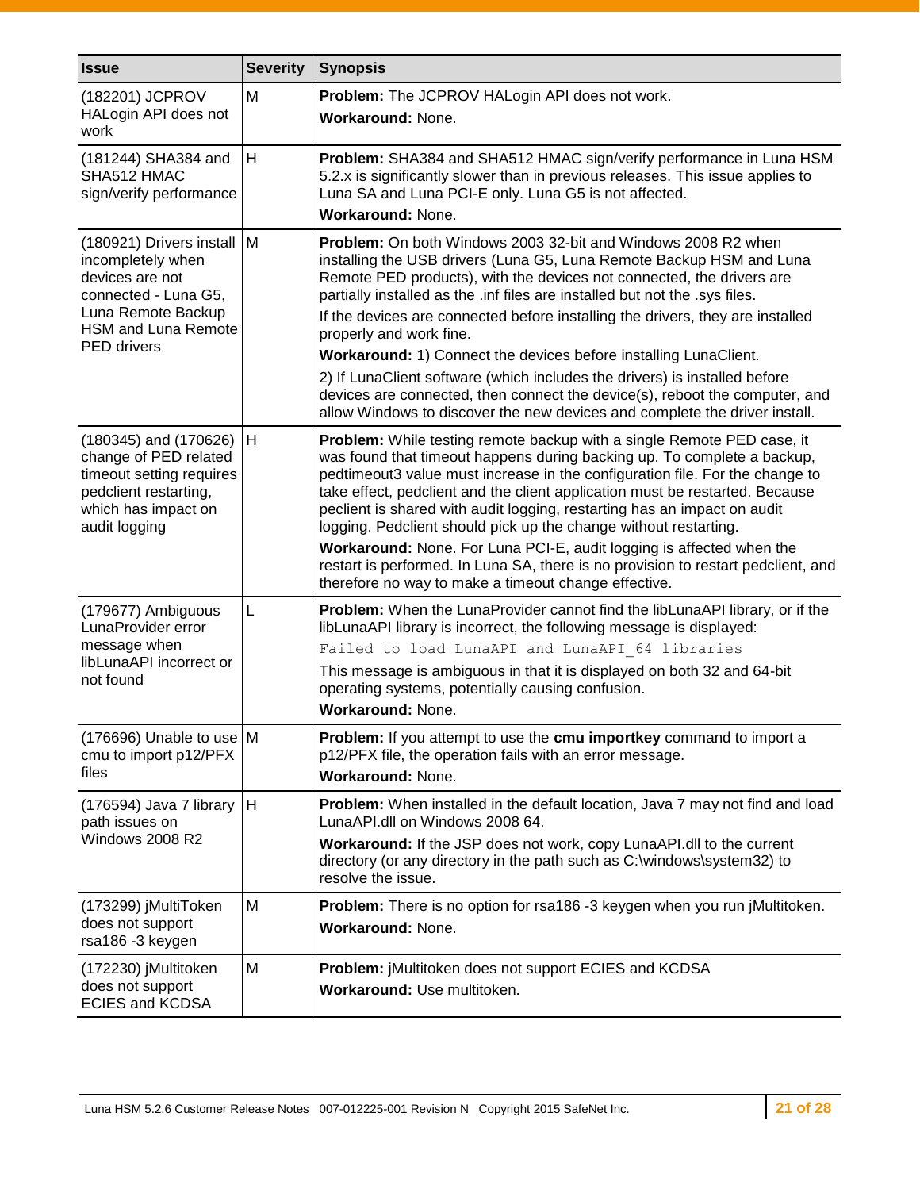| Issue | Severity | Synopsis |
|---|---|---|
| (182201) JCPROV HALogin API does not work | M | **Problem:** The JCPROV HALogin API does not work.<br>**Workaround:** None. |
| (181244) SHA384 and SHA512 HMAC sign/verify performance | H | **Problem:** SHA384 and SHA512 HMAC sign/verify performance in Luna HSM 5.2.x is significantly slower than in previous releases. This issue applies to Luna SA and Luna PCI-E only. Luna G5 is not affected.<br>**Workaround:** None. |
| (180921) Drivers install incompletely when devices are not connected - Luna G5, Luna Remote Backup HSM and Luna Remote PED drivers | M | **Problem:** On both Windows 2003 32-bit and Windows 2008 R2 when installing the USB drivers (Luna G5, Luna Remote Backup HSM and Luna Remote PED products), with the devices not connected, the drivers are partially installed as the .inf files are installed but not the .sys files.<br>If the devices are connected before installing the drivers, they are installed properly and work fine.<br>**Workaround:** 1) Connect the devices before installing LunaClient.<br>2) If LunaClient software (which includes the drivers) is installed before devices are connected, then connect the device(s), reboot the computer, and allow Windows to discover the new devices and complete the driver install. |
| (180345) and (170626) change of PED related timeout setting requires pedclient restarting, which has impact on audit logging | H | **Problem:** While testing remote backup with a single Remote PED case, it was found that timeout happens during backing up. To complete a backup, pedtimeout3 value must increase in the configuration file. For the change to take effect, pedclient and the client application must be restarted. Because peclient is shared with audit logging, restarting has an impact on audit logging. Pedclient should pick up the change without restarting.<br>**Workaround:** None. For Luna PCI-E, audit logging is affected when the restart is performed. In Luna SA, there is no provision to restart pedclient, and therefore no way to make a timeout change effective. |
| (179677) Ambiguous LunaProvider error message when libLunaAPI incorrect or not found | L | **Problem:** When the LunaProvider cannot find the libLunaAPI library, or if the libLunaAPI library is incorrect, the following message is displayed:<br>`Failed to load LunaAPI and LunaAPI_64 libraries`<br>This message is ambiguous in that it is displayed on both 32 and 64-bit operating systems, potentially causing confusion.<br>**Workaround:** None. |
| (176696) Unable to use cmu to import p12/PFX files | M | **Problem:** If you attempt to use the **cmu importkey** command to import a p12/PFX file, the operation fails with an error message.<br>**Workaround:** None. |
| (176594) Java 7 library path issues on Windows 2008 R2 | H | **Problem:** When installed in the default location, Java 7 may not find and load LunaAPI.dll on Windows 2008 64.<br>**Workaround:** If the JSP does not work, copy LunaAPI.dll to the current directory (or any directory in the path such as C:\windows\system32) to resolve the issue. |
| (173299) jMultiToken does not support rsa186 -3 keygen | M | **Problem:** There is no option for rsa186 -3 keygen when you run jMultitoken.<br>**Workaround:** None. |
| (172230) jMultitoken does not support ECIES and KCDSA | M | **Problem:** jMultitoken does not support ECIES and KCDSA<br>**Workaround:** Use multitoken. |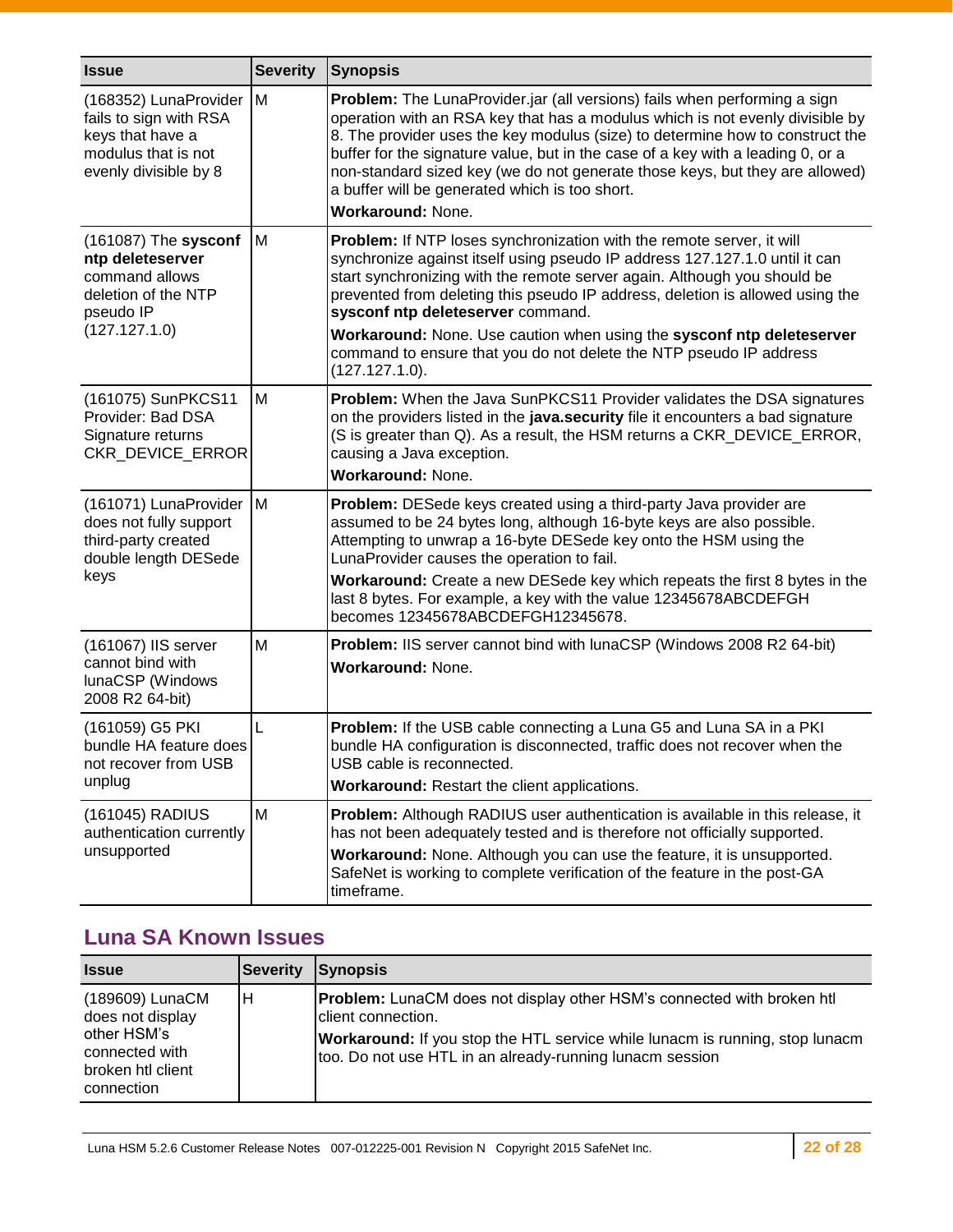| Issue | Severity | Synopsis |
|---|---|---|
| (168352) LunaProvider fails to sign with RSA keys that have a modulus that is not evenly divisible by 8 | M | **Problem:** The LunaProvider.jar (all versions) fails when performing a sign operation with an RSA key that has a modulus which is not evenly divisible by 8. The provider uses the key modulus (size) to determine how to construct the buffer for the signature value, but in the case of a key with a leading 0, or a non-standard sized key (we do not generate those keys, but they are allowed) a buffer will be generated which is too short.<br>**Workaround:** None. |
| (161087) The **sysconf ntp deleteserver** command allows deletion of the NTP pseudo IP (127.127.1.0) | M | **Problem:** If NTP loses synchronization with the remote server, it will synchronize against itself using pseudo IP address 127.127.1.0 until it can start synchronizing with the remote server again. Although you should be prevented from deleting this pseudo IP address, deletion is allowed using the **sysconf ntp deleteserver** command.<br>**Workaround:** None. Use caution when using the **sysconf ntp deleteserver** command to ensure that you do not delete the NTP pseudo IP address (127.127.1.0). |
| (161075) SunPKCS11 Provider: Bad DSA Signature returns CKR_DEVICE_ERROR | M | **Problem:** When the Java SunPKCS11 Provider validates the DSA signatures on the providers listed in the **java.security** file it encounters a bad signature (S is greater than Q). As a result, the HSM returns a CKR_DEVICE_ERROR, causing a Java exception.<br>**Workaround:** None. |
| (161071) LunaProvider does not fully support third-party created double length DESede keys | M | **Problem:** DESede keys created using a third-party Java provider are assumed to be 24 bytes long, although 16-byte keys are also possible. Attempting to unwrap a 16-byte DESede key onto the HSM using the LunaProvider causes the operation to fail.<br>**Workaround:** Create a new DESede key which repeats the first 8 bytes in the last 8 bytes. For example, a key with the value 12345678ABCDEFGH becomes 12345678ABCDEFGH12345678. |
| (161067) IIS server cannot bind with lunaCSP (Windows 2008 R2 64-bit) | M | **Problem:** IIS server cannot bind with lunaCSP (Windows 2008 R2 64-bit)<br>**Workaround:** None. |
| (161059) G5 PKI bundle HA feature does not recover from USB unplug | L | **Problem:** If the USB cable connecting a Luna G5 and Luna SA in a PKI bundle HA configuration is disconnected, traffic does not recover when the USB cable is reconnected.<br>**Workaround:** Restart the client applications. |
| (161045) RADIUS authentication currently unsupported | M | **Problem:** Although RADIUS user authentication is available in this release, it has not been adequately tested and is therefore not officially supported.<br>**Workaround:** None. Although you can use the feature, it is unsupported. SafeNet is working to complete verification of the feature in the post-GA timeframe. |

## Luna SA Known Issues

| Issue | Severity | Synopsis |
|---|---|---|
| (189609) LunaCM does not display other HSM's connected with broken htl client connection | H | **Problem:** LunaCM does not display other HSM's connected with broken htl client connection.<br>**Workaround:** If you stop the HTL service while lunacm is running, stop lunacm too. Do not use HTL in an already-running lunacm session |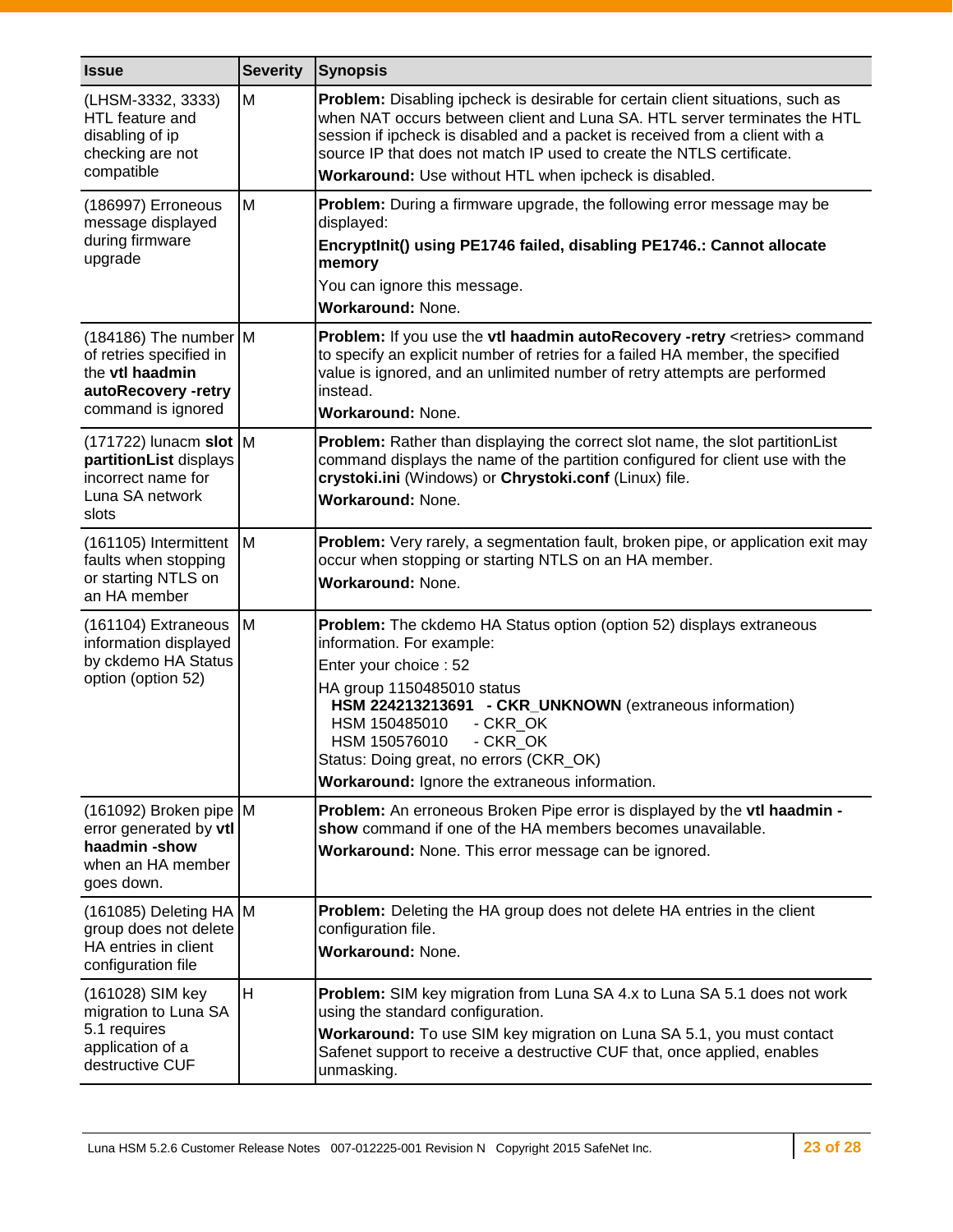| Issue | Severity | Synopsis |
|---|---|---|
| (LHSM-3332, 3333) HTL feature and disabling of ip checking are not compatible | M | **Problem:** Disabling ipcheck is desirable for certain client situations, such as when NAT occurs between client and Luna SA. HTL server terminates the HTL session if ipcheck is disabled and a packet is received from a client with a source IP that does not match IP used to create the NTLS certificate.<br>**Workaround:** Use without HTL when ipcheck is disabled. |
| (186997) Erroneous message displayed during firmware upgrade | M | **Problem:** During a firmware upgrade, the following error message may be displayed:<br>**EncryptInit() using PE1746 failed, disabling PE1746.: Cannot allocate memory**<br>You can ignore this message.<br>**Workaround:** None. |
| (184186) The number of retries specified in the **vtl haadmin autoRecovery -retry** command is ignored | M | **Problem:** If you use the **vtl haadmin autoRecovery -retry** <retries> command to specify an explicit number of retries for a failed HA member, the specified value is ignored, and an unlimited number of retry attempts are performed instead.<br>**Workaround:** None. |
| (171722) lunacm **slot partitionList** displays incorrect name for Luna SA network slots | M | **Problem:** Rather than displaying the correct slot name, the slot partitionList command displays the name of the partition configured for client use with the **crystoki.ini** (Windows) or **Chrystoki.conf** (Linux) file.<br>**Workaround:** None. |
| (161105) Intermittent faults when stopping or starting NTLS on an HA member | M | **Problem:** Very rarely, a segmentation fault, broken pipe, or application exit may occur when stopping or starting NTLS on an HA member.<br>**Workaround:** None. |
| (161104) Extraneous information displayed by ckdemo HA Status option (option 52) | M | **Problem:** The ckdemo HA Status option (option 52) displays extraneous information. For example:<br>Enter your choice : 52<br>HA group 1150485010 status<br>**HSM 224213213691 - CKR_UNKNOWN** (extraneous information)<br>HSM 150485010 - CKR_OK<br>HSM 150576010 - CKR_OK<br>Status: Doing great, no errors (CKR_OK)<br>**Workaround:** Ignore the extraneous information. |
| (161092) Broken pipe error generated by **vtl haadmin -show** when an HA member goes down. | M | **Problem:** An erroneous Broken Pipe error is displayed by the **vtl haadmin -show** command if one of the HA members becomes unavailable.<br>**Workaround:** None. This error message can be ignored. |
| (161085) Deleting HA group does not delete HA entries in client configuration file | M | **Problem:** Deleting the HA group does not delete HA entries in the client configuration file.<br>**Workaround:** None. |
| (161028) SIM key migration to Luna SA 5.1 requires application of a destructive CUF | H | **Problem:** SIM key migration from Luna SA 4.x to Luna SA 5.1 does not work using the standard configuration.<br>**Workaround:** To use SIM key migration on Luna SA 5.1, you must contact Safenet support to receive a destructive CUF that, once applied, enables unmasking. |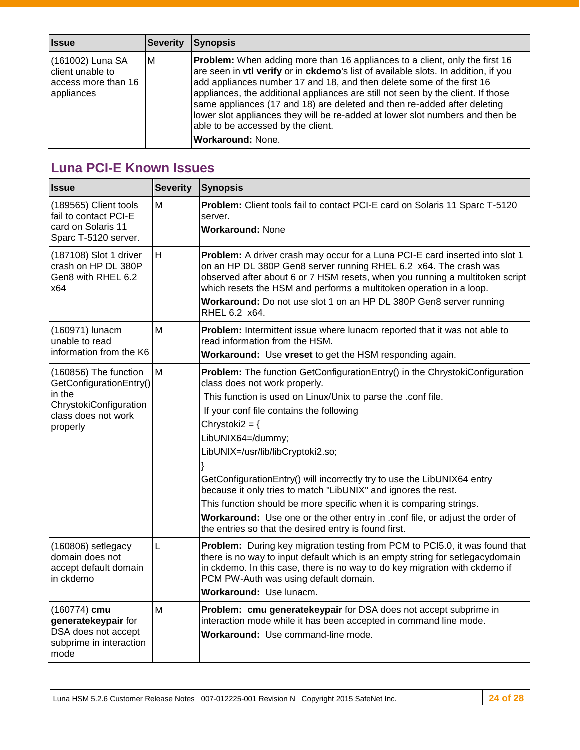| Issue | Severity | Synopsis |
|---|---|---|
| (161002) Luna SA client unable to access more than 16 appliances | M | **Problem:** When adding more than 16 appliances to a client, only the first 16 are seen in **vtl verify** or in **ckdemo**'s list of available slots. In addition, if you add appliances number 17 and 18, and then delete some of the first 16 appliances, the additional appliances are still not seen by the client. If those same appliances (17 and 18) are deleted and then re-added after deleting lower slot appliances they will be re-added at lower slot numbers and then be able to be accessed by the client.<br>**Workaround:** None. |

## Luna PCI-E Known Issues

| Issue | Severity | Synopsis |
|---|---|---|
| (189565) Client tools fail to contact PCI-E card on Solaris 11 Sparc T-5120 server. | M | **Problem:** Client tools fail to contact PCI-E card on Solaris 11 Sparc T-5120 server.<br>**Workaround:** None |
| (187108) Slot 1 driver crash on HP DL 380P Gen8 with RHEL 6.2 x64 | H | **Problem:** A driver crash may occur for a Luna PCI-E card inserted into slot 1 on an HP DL 380P Gen8 server running RHEL 6.2 x64. The crash was observed after about 6 or 7 HSM resets, when you running a multitoken script which resets the HSM and performs a multitoken operation in a loop.<br>**Workaround:** Do not use slot 1 on an HP DL 380P Gen8 server running RHEL 6.2 x64. |
| (160971) lunacm unable to read information from the K6 | M | **Problem:** Intermittent issue where lunacm reported that it was not able to read information from the HSM.<br>**Workaround:** Use **vreset** to get the HSM responding again. |
| (160856) The function GetConfigurationEntry() in the ChrystokiConfiguration class does not work properly | M | **Problem:** The function GetConfigurationEntry() in the ChrystokiConfiguration class does not work properly.<br>This function is used on Linux/Unix to parse the .conf file.<br>If your conf file contains the following<br>Chrystoki2 = {<br>LibUNIX64=/dummy;<br>LibUNIX=/usr/lib/libCryptoki2.so;<br>}<br>GetConfigurationEntry() will incorrectly try to use the LibUNIX64 entry because it only tries to match "LibUNIX" and ignores the rest.<br>This function should be more specific when it is comparing strings.<br>**Workaround:** Use one or the other entry in .conf file, or adjust the order of the entries so that the desired entry is found first. |
| (160806) setlegacy domain does not accept default domain in ckdemo | L | **Problem:** During key migration testing from PCM to PCI5.0, it was found that there is no way to input default which is an empty string for setlegacydomain in ckdemo. In this case, there is no way to do key migration with ckdemo if PCM PW-Auth was using default domain.<br>**Workaround:** Use lunacm. |
| (160774) **cmu generatekeypair** for DSA does not accept subprime in interaction mode | M | **Problem:** **cmu generatekeypair** for DSA does not accept subprime in interaction mode while it has been accepted in command line mode.<br>**Workaround:** Use command-line mode. |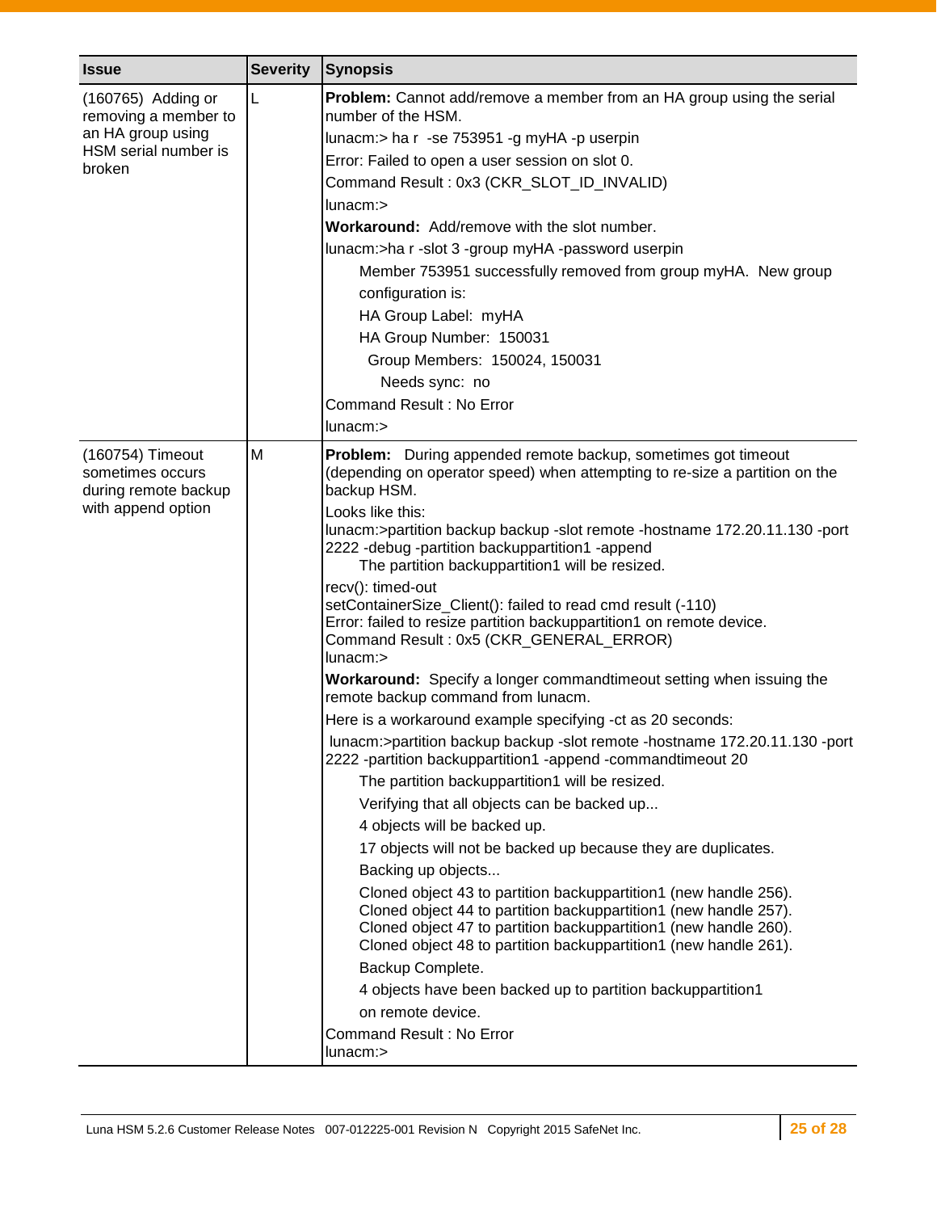| Issue | Severity | Synopsis |
| --- | --- | --- |
| (160765) Adding or removing a member to an HA group using HSM serial number is broken | L | **Problem:** Cannot add/remove a member from an HA group using the serial number of the HSM.<br>lunacm:> ha r -se 753951 -g myHA -p userpin<br>Error: Failed to open a user session on slot 0.<br>Command Result : 0x3 (CKR_SLOT_ID_INVALID)<br>lunacm:><br>**Workaround:** Add/remove with the slot number.<br>lunacm:>ha r -slot 3 -group myHA -password userpin<br>Member 753951 successfully removed from group myHA. New group configuration is:<br>HA Group Label: myHA<br>HA Group Number: 150031<br>Group Members: 150024, 150031<br>Needs sync: no<br>Command Result : No Error<br>lunacm:> |
| (160754) Timeout sometimes occurs during remote backup with append option | M | **Problem:** During appended remote backup, sometimes got timeout (depending on operator speed) when attempting to re-size a partition on the backup HSM.<br>Looks like this:<br>lunacm:>partition backup backup -slot remote -hostname 172.20.11.130 -port 2222 -debug -partition backuppartition1 -append<br>The partition backuppartition1 will be resized.<br>recv(): timed-out<br>setContainerSize_Client(): failed to read cmd result (-110)<br>Error: failed to resize partition backuppartition1 on remote device.<br>Command Result : 0x5 (CKR_GENERAL_ERROR)<br>lunacm:><br>**Workaround:** Specify a longer commandtimeout setting when issuing the remote backup command from lunacm.<br>Here is a workaround example specifying -ct as 20 seconds:<br>lunacm:>partition backup backup -slot remote -hostname 172.20.11.130 -port 2222 -partition backuppartition1 -append -commandtimeout 20<br>The partition backuppartition1 will be resized.<br>Verifying that all objects can be backed up...<br>4 objects will be backed up.<br>17 objects will not be backed up because they are duplicates.<br>Backing up objects...<br>Cloned object 43 to partition backuppartition1 (new handle 256).<br>Cloned object 44 to partition backuppartition1 (new handle 257).<br>Cloned object 47 to partition backuppartition1 (new handle 260).<br>Cloned object 48 to partition backuppartition1 (new handle 261).<br>Backup Complete.<br>4 objects have been backed up to partition backuppartition1 on remote device.<br>Command Result : No Error<br>lunacm:> |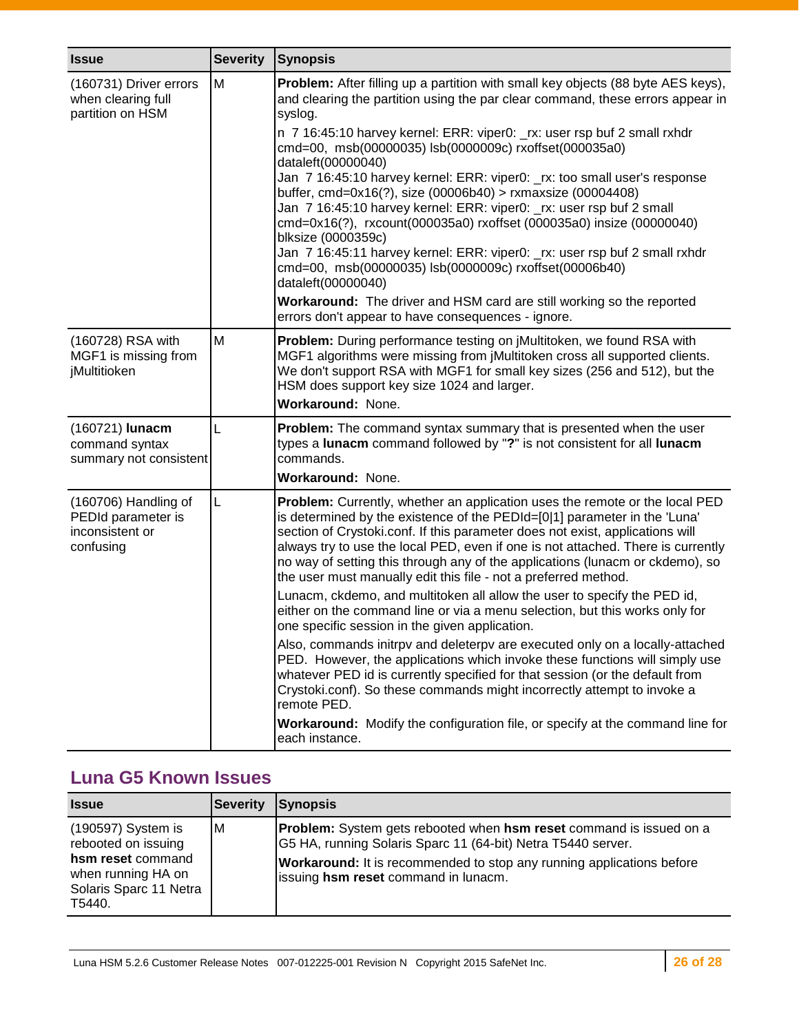| Issue | Severity | Synopsis |
|---|---|---|
| (160731) Driver errors when clearing full partition on HSM | M | **Problem:** After filling up a partition with small key objects (88 byte AES keys), and clearing the partition using the par clear command, these errors appear in syslog.<br>n 7 16:45:10 harvey kernel: ERR: viper0: _rx: user rsp buf 2 small rxhdr cmd=00, msb(00000035) lsb(0000009c) rxoffset(000035a0) dataleft(00000040)<br>Jan 7 16:45:10 harvey kernel: ERR: viper0: _rx: too small user's response buffer, cmd=0x16(?), size (00006b40) > rxmaxsize (00004408)<br>Jan 7 16:45:10 harvey kernel: ERR: viper0: _rx: user rsp buf 2 small cmd=0x16(?), rxcount(000035a0) rxoffset (000035a0) insize (00000040) blksize (0000359c)<br>Jan 7 16:45:11 harvey kernel: ERR: viper0: _rx: user rsp buf 2 small rxhdr cmd=00, msb(00000035) lsb(0000009c) rxoffset(00006b40) dataleft(00000040)<br>**Workaround:** The driver and HSM card are still working so the reported errors don't appear to have consequences - ignore. |
| (160728) RSA with MGF1 is missing from jMultitioken | M | **Problem:** During performance testing on jMultitoken, we found RSA with MGF1 algorithms were missing from jMultitoken cross all supported clients. We don't support RSA with MGF1 for small key sizes (256 and 512), but the HSM does support key size 1024 and larger.<br>**Workaround:** None. |
| (160721) **lunacm** command syntax summary not consistent | L | **Problem:** The command syntax summary that is presented when the user types a **lunacm** command followed by "**?**" is not consistent for all **lunacm** commands.<br>**Workaround:** None. |
| (160706) Handling of PEDId parameter is inconsistent or confusing | L | **Problem:** Currently, whether an application uses the remote or the local PED is determined by the existence of the PEDId=[0\|1] parameter in the 'Luna' section of Crystoki.conf. If this parameter does not exist, applications will always try to use the local PED, even if one is not attached. There is currently no way of setting this through any of the applications (lunacm or ckdemo), so the user must manually edit this file - not a preferred method.<br>Lunacm, ckdemo, and multitoken all allow the user to specify the PED id, either on the command line or via a menu selection, but this works only for one specific session in the given application.<br>Also, commands initrpv and deleterpv are executed only on a locally-attached PED. However, the applications which invoke these functions will simply use whatever PED id is currently specified for that session (or the default from Crystoki.conf). So these commands might incorrectly attempt to invoke a remote PED.<br>**Workaround:** Modify the configuration file, or specify at the command line for each instance. |

## Luna G5 Known Issues

| Issue | Severity | Synopsis |
|---|---|---|
| (190597) System is rebooted on issuing **hsm reset** command when running HA on Solaris Sparc 11 Netra T5440. | M | **Problem:** System gets rebooted when **hsm reset** command is issued on a G5 HA, running Solaris Sparc 11 (64-bit) Netra T5440 server.<br>**Workaround:** It is recommended to stop any running applications before issuing **hsm reset** command in lunacm. |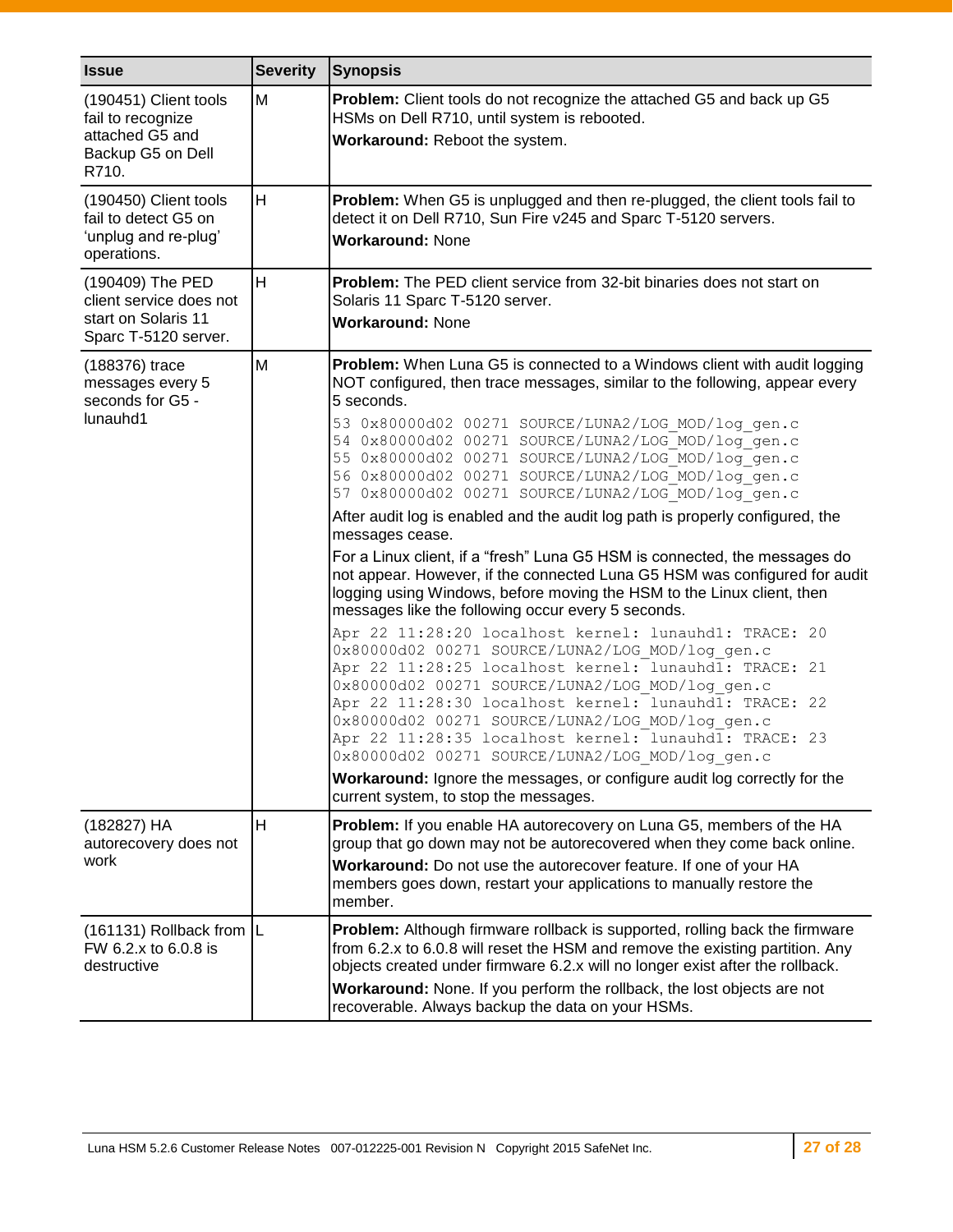| Issue | Severity | Synopsis |
|---|---|---|
| (190451) Client tools fail to recognize attached G5 and Backup G5 on Dell R710. | M | **Problem:** Client tools do not recognize the attached G5 and back up G5 HSMs on Dell R710, until system is rebooted.<br>**Workaround:** Reboot the system. |
| (190450) Client tools fail to detect G5 on 'unplug and re-plug' operations. | H | **Problem:** When G5 is unplugged and then re-plugged, the client tools fail to detect it on Dell R710, Sun Fire v245 and Sparc T-5120 servers.<br>**Workaround:** None |
| (190409) The PED client service does not start on Solaris 11 Sparc T-5120 server. | H | **Problem:** The PED client service from 32-bit binaries does not start on Solaris 11 Sparc T-5120 server.<br>**Workaround:** None |
| (188376) trace messages every 5 seconds for G5 - lunauhd1 | M | **Problem:** When Luna G5 is connected to a Windows client with audit logging NOT configured, then trace messages, similar to the following, appear every 5 seconds.<br>`53 0x80000d02 00271 SOURCE/LUNA2/LOG_MOD/log_gen.c`<br>`54 0x80000d02 00271 SOURCE/LUNA2/LOG_MOD/log_gen.c`<br>`55 0x80000d02 00271 SOURCE/LUNA2/LOG_MOD/log_gen.c`<br>`56 0x80000d02 00271 SOURCE/LUNA2/LOG_MOD/log_gen.c`<br>`57 0x80000d02 00271 SOURCE/LUNA2/LOG_MOD/log_gen.c`<br>After audit log is enabled and the audit log path is properly configured, the messages cease.<br>For a Linux client, if a "fresh" Luna G5 HSM is connected, the messages do not appear. However, if the connected Luna G5 HSM was configured for audit logging using Windows, before moving the HSM to the Linux client, then messages like the following occur every 5 seconds.<br>`Apr 22 11:28:20 localhost kernel: lunauhd1: TRACE: 20 0x80000d02 00271 SOURCE/LUNA2/LOG_MOD/log_gen.c`<br>`Apr 22 11:28:25 localhost kernel: lunauhd1: TRACE: 21 0x80000d02 00271 SOURCE/LUNA2/LOG_MOD/log_gen.c`<br>`Apr 22 11:28:30 localhost kernel: lunauhd1: TRACE: 22 0x80000d02 00271 SOURCE/LUNA2/LOG_MOD/log_gen.c`<br>`Apr 22 11:28:35 localhost kernel: lunauhd1: TRACE: 23 0x80000d02 00271 SOURCE/LUNA2/LOG_MOD/log_gen.c`<br>**Workaround:** Ignore the messages, or configure audit log correctly for the current system, to stop the messages. |
| (182827) HA autorecovery does not work | H | **Problem:** If you enable HA autorecovery on Luna G5, members of the HA group that go down may not be autorecovered when they come back online.<br>**Workaround:** Do not use the autorecover feature. If one of your HA members goes down, restart your applications to manually restore the member. |
| (161131) Rollback from FW 6.2.x to 6.0.8 is destructive | L | **Problem:** Although firmware rollback is supported, rolling back the firmware from 6.2.x to 6.0.8 will reset the HSM and remove the existing partition. Any objects created under firmware 6.2.x will no longer exist after the rollback.<br>**Workaround:** None. If you perform the rollback, the lost objects are not recoverable. Always backup the data on your HSMs. |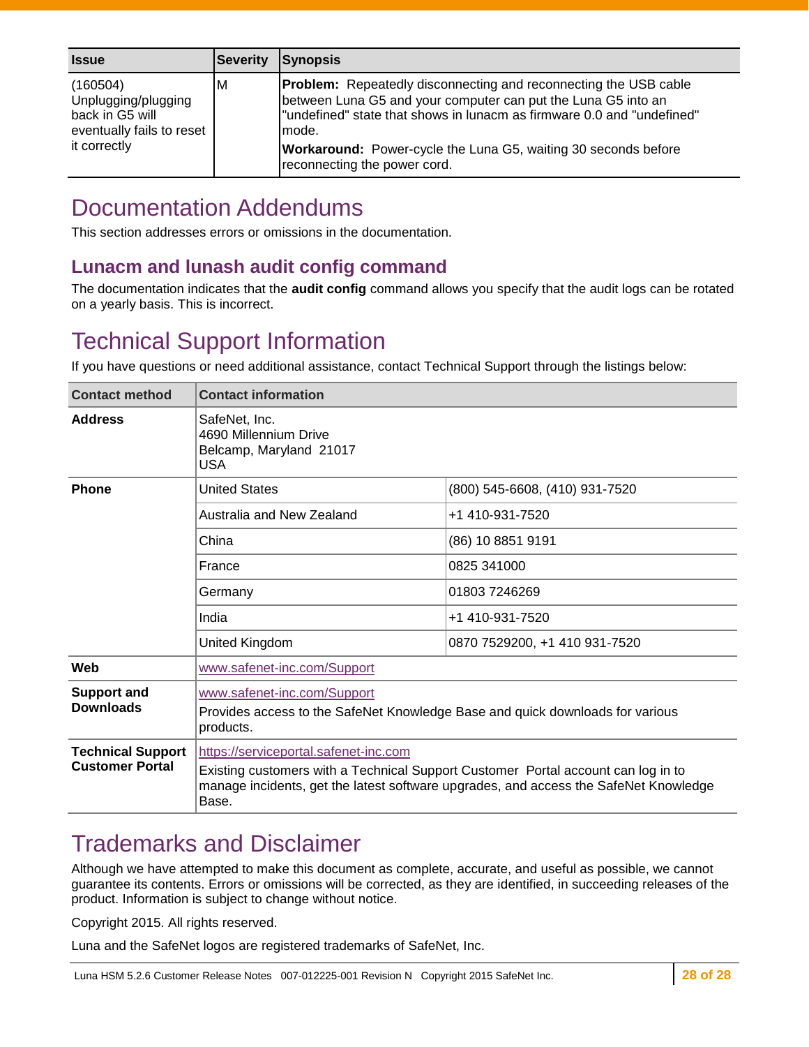| Issue | Severity | Synopsis |
|---|---|---|
| (160504) Unplugging/plugging back in G5 will eventually fails to reset it correctly | M | **Problem:** Repeatedly disconnecting and reconnecting the USB cable between Luna G5 and your computer can put the Luna G5 into an "undefined" state that shows in lunacm as firmware 0.0 and "undefined" mode.<br>**Workaround:** Power-cycle the Luna G5, waiting 30 seconds before reconnecting the power cord. |

# Documentation Addendums

This section addresses errors or omissions in the documentation.

## Lunacm and lunash audit config command

The documentation indicates that the **audit config** command allows you specify that the audit logs can be rotated on a yearly basis. This is incorrect.

# Technical Support Information

If you have questions or need additional assistance, contact Technical Support through the listings below:

| Contact method | Contact information | |
|---|---|---|
| **Address** | SafeNet, Inc.<br>4690 Millennium Drive<br>Belcamp, Maryland 21017<br>USA | |
| **Phone** | United States | (800) 545-6608, (410) 931-7520 |
| | Australia and New Zealand | +1 410-931-7520 |
| | China | (86) 10 8851 9191 |
| | France | 0825 341000 |
| | Germany | 01803 7246269 |
| | India | +1 410-931-7520 |
| | United Kingdom | 0870 7529200, +1 410 931-7520 |
| **Web** | www.safenet-inc.com/Support | |
| **Support and Downloads** | www.safenet-inc.com/Support<br>Provides access to the SafeNet Knowledge Base and quick downloads for various products. | |
| **Technical Support Customer Portal** | https://serviceportal.safenet-inc.com<br>Existing customers with a Technical Support Customer Portal account can log in to manage incidents, get the latest software upgrades, and access the SafeNet Knowledge Base. | |

# Trademarks and Disclaimer

Although we have attempted to make this document as complete, accurate, and useful as possible, we cannot guarantee its contents. Errors or omissions will be corrected, as they are identified, in succeeding releases of the product. Information is subject to change without notice.

Copyright 2015. All rights reserved.

Luna and the SafeNet logos are registered trademarks of SafeNet, Inc.